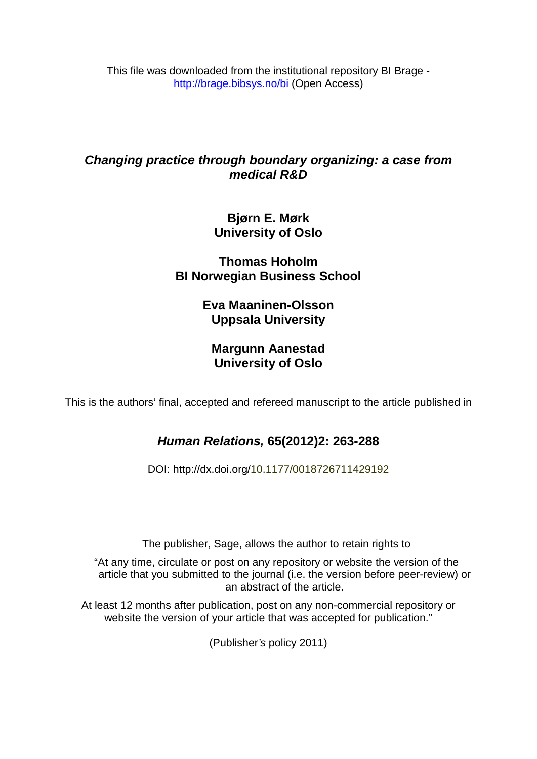This file was downloaded from the institutional repository BI Brage - http://brage.bibsys.no/bi (Open Access)

# *Changing practice through boundary organizing: a case from medical R&D*

**Bjørn E. Mørk**
**University of Oslo**

**Thomas Hoholm**
**BI Norwegian Business School**

**Eva Maaninen-Olsson**
**Uppsala University**

**Margunn Aanestad**
**University of Oslo**

This is the authors' final, accepted and refereed manuscript to the article published in

## *Human Relations,* 65(2012)2: 263-288

DOI: http://dx.doi.org/10.1177/0018726711429192

The publisher, Sage, allows the author to retain rights to

"At any time, circulate or post on any repository or website the version of the article that you submitted to the journal (i.e. the version before peer-review) or an abstract of the article.

At least 12 months after publication, post on any non-commercial repository or website the version of your article that was accepted for publication."

(Publisher's policy 2011)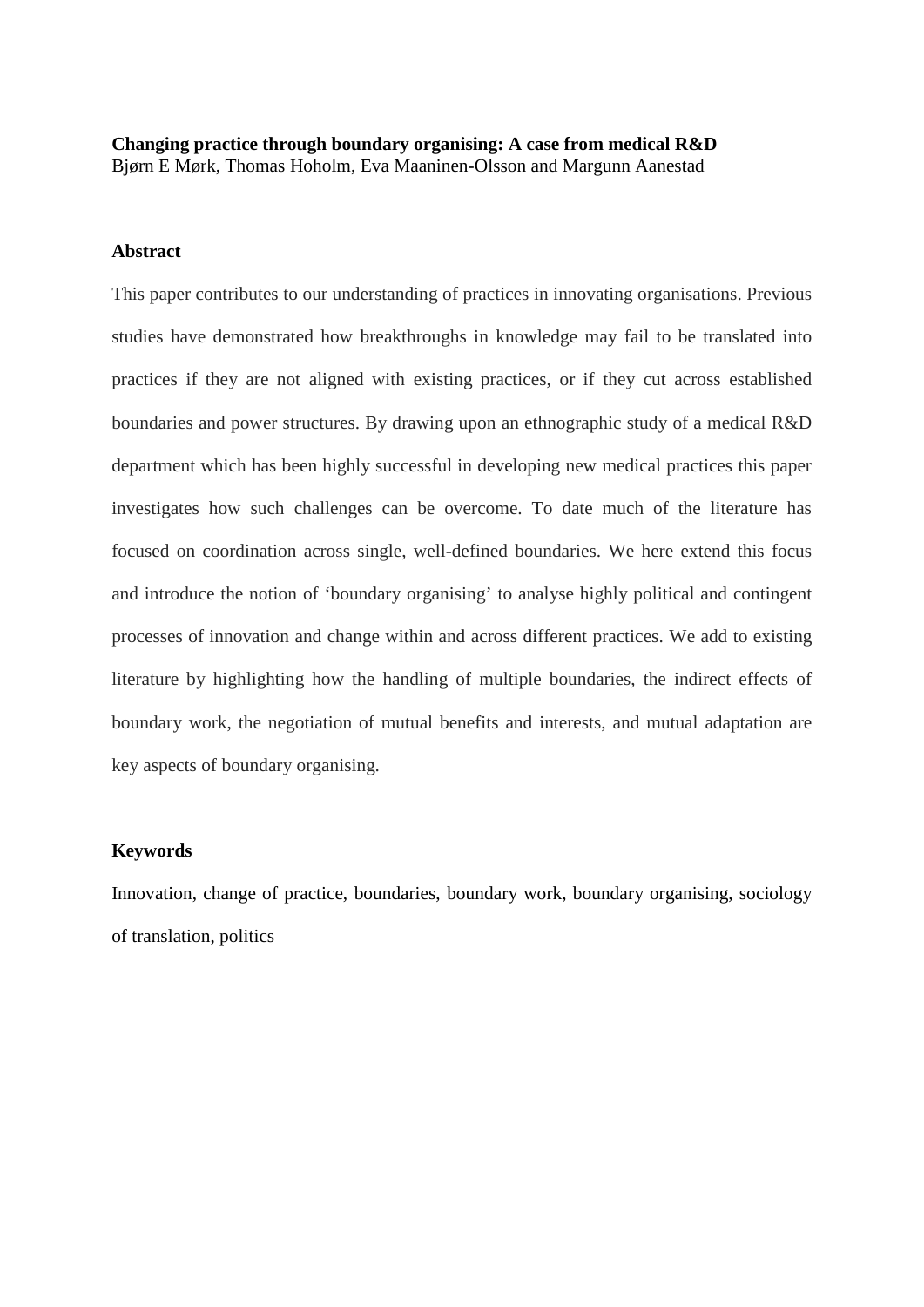**Changing practice through boundary organising: A case from medical R&D**

Bjørn E Mørk, Thomas Hoholm, Eva Maaninen-Olsson and Margunn Aanestad

## Abstract

This paper contributes to our understanding of practices in innovating organisations. Previous studies have demonstrated how breakthroughs in knowledge may fail to be translated into practices if they are not aligned with existing practices, or if they cut across established boundaries and power structures. By drawing upon an ethnographic study of a medical R&D department which has been highly successful in developing new medical practices this paper investigates how such challenges can be overcome. To date much of the literature has focused on coordination across single, well-defined boundaries. We here extend this focus and introduce the notion of 'boundary organising' to analyse highly political and contingent processes of innovation and change within and across different practices. We add to existing literature by highlighting how the handling of multiple boundaries, the indirect effects of boundary work, the negotiation of mutual benefits and interests, and mutual adaptation are key aspects of boundary organising.

## Keywords

Innovation, change of practice, boundaries, boundary work, boundary organising, sociology of translation, politics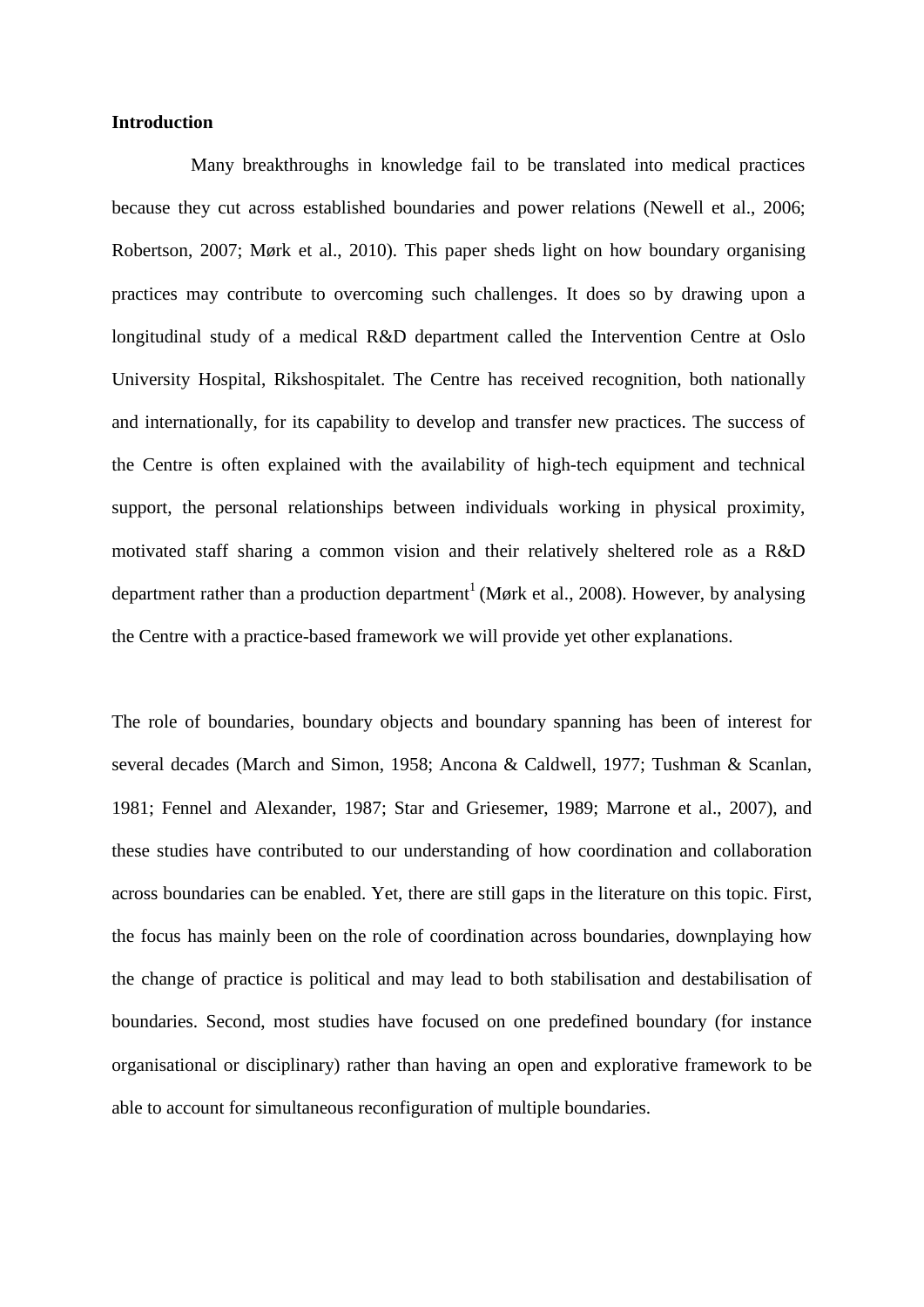**Introduction**

Many breakthroughs in knowledge fail to be translated into medical practices because they cut across established boundaries and power relations (Newell et al., 2006; Robertson, 2007; Mørk et al., 2010). This paper sheds light on how boundary organising practices may contribute to overcoming such challenges. It does so by drawing upon a longitudinal study of a medical R&D department called the Intervention Centre at Oslo University Hospital, Rikshospitalet. The Centre has received recognition, both nationally and internationally, for its capability to develop and transfer new practices. The success of the Centre is often explained with the availability of high-tech equipment and technical support, the personal relationships between individuals working in physical proximity, motivated staff sharing a common vision and their relatively sheltered role as a R&D department rather than a production department[1] (Mørk et al., 2008). However, by analysing the Centre with a practice-based framework we will provide yet other explanations.

The role of boundaries, boundary objects and boundary spanning has been of interest for several decades (March and Simon, 1958; Ancona & Caldwell, 1977; Tushman & Scanlan, 1981; Fennel and Alexander, 1987; Star and Griesemer, 1989; Marrone et al., 2007), and these studies have contributed to our understanding of how coordination and collaboration across boundaries can be enabled. Yet, there are still gaps in the literature on this topic. First, the focus has mainly been on the role of coordination across boundaries, downplaying how the change of practice is political and may lead to both stabilisation and destabilisation of boundaries. Second, most studies have focused on one predefined boundary (for instance organisational or disciplinary) rather than having an open and explorative framework to be able to account for simultaneous reconfiguration of multiple boundaries.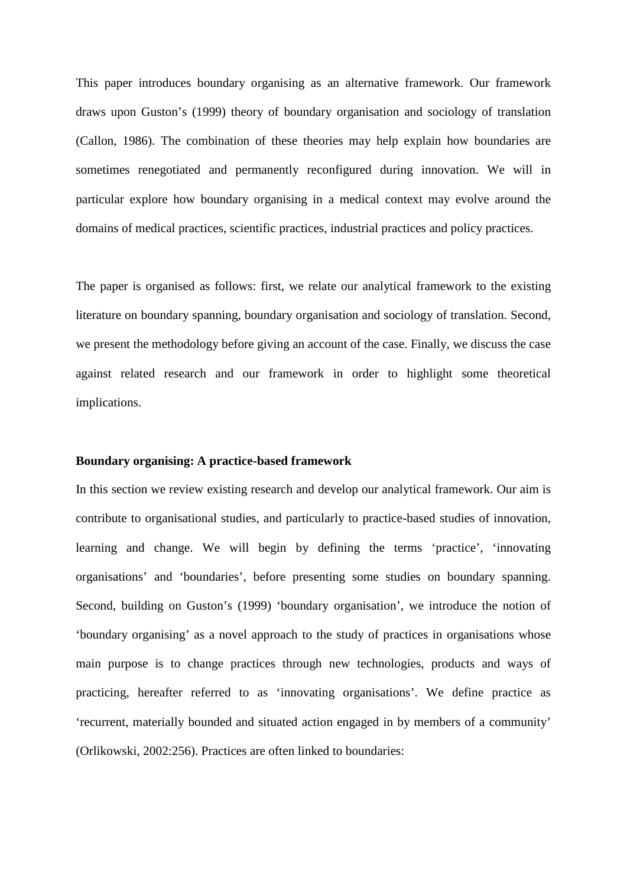This paper introduces boundary organising as an alternative framework. Our framework draws upon Guston's (1999) theory of boundary organisation and sociology of translation (Callon, 1986). The combination of these theories may help explain how boundaries are sometimes renegotiated and permanently reconfigured during innovation. We will in particular explore how boundary organising in a medical context may evolve around the domains of medical practices, scientific practices, industrial practices and policy practices.

The paper is organised as follows: first, we relate our analytical framework to the existing literature on boundary spanning, boundary organisation and sociology of translation. Second, we present the methodology before giving an account of the case. Finally, we discuss the case against related research and our framework in order to highlight some theoretical implications.

**Boundary organising: A practice-based framework**

In this section we review existing research and develop our analytical framework. Our aim is contribute to organisational studies, and particularly to practice-based studies of innovation, learning and change. We will begin by defining the terms 'practice', 'innovating organisations' and 'boundaries', before presenting some studies on boundary spanning. Second, building on Guston's (1999) 'boundary organisation', we introduce the notion of 'boundary organising' as a novel approach to the study of practices in organisations whose main purpose is to change practices through new technologies, products and ways of practicing, hereafter referred to as 'innovating organisations'. We define practice as 'recurrent, materially bounded and situated action engaged in by members of a community' (Orlikowski, 2002:256). Practices are often linked to boundaries: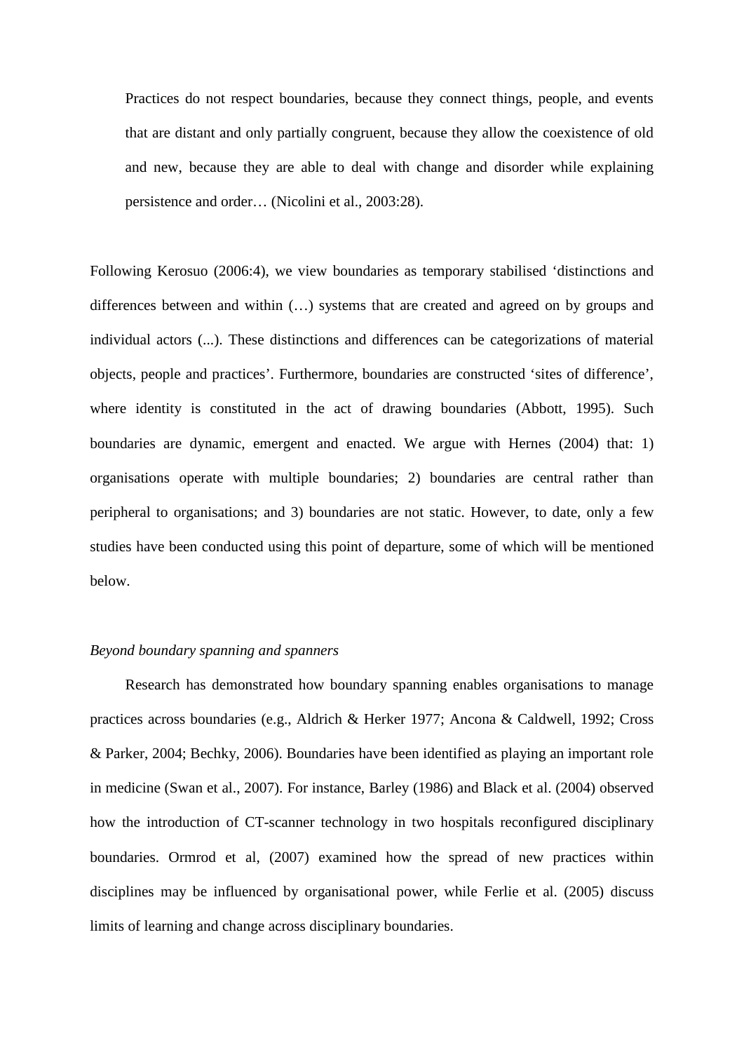> Practices do not respect boundaries, because they connect things, people, and events that are distant and only partially congruent, because they allow the coexistence of old and new, because they are able to deal with change and disorder while explaining persistence and order… (Nicolini et al., 2003:28).

Following Kerosuo (2006:4), we view boundaries as temporary stabilised ‘distinctions and differences between and within (…) systems that are created and agreed on by groups and individual actors (...). These distinctions and differences can be categorizations of material objects, people and practices’. Furthermore, boundaries are constructed ‘sites of difference’, where identity is constituted in the act of drawing boundaries (Abbott, 1995). Such boundaries are dynamic, emergent and enacted. We argue with Hernes (2004) that: 1) organisations operate with multiple boundaries; 2) boundaries are central rather than peripheral to organisations; and 3) boundaries are not static. However, to date, only a few studies have been conducted using this point of departure, some of which will be mentioned below.

*Beyond boundary spanning and spanners*

Research has demonstrated how boundary spanning enables organisations to manage practices across boundaries (e.g., Aldrich & Herker 1977; Ancona & Caldwell, 1992; Cross & Parker, 2004; Bechky, 2006). Boundaries have been identified as playing an important role in medicine (Swan et al., 2007). For instance, Barley (1986) and Black et al. (2004) observed how the introduction of CT-scanner technology in two hospitals reconfigured disciplinary boundaries. Ormrod et al, (2007) examined how the spread of new practices within disciplines may be influenced by organisational power, while Ferlie et al. (2005) discuss limits of learning and change across disciplinary boundaries.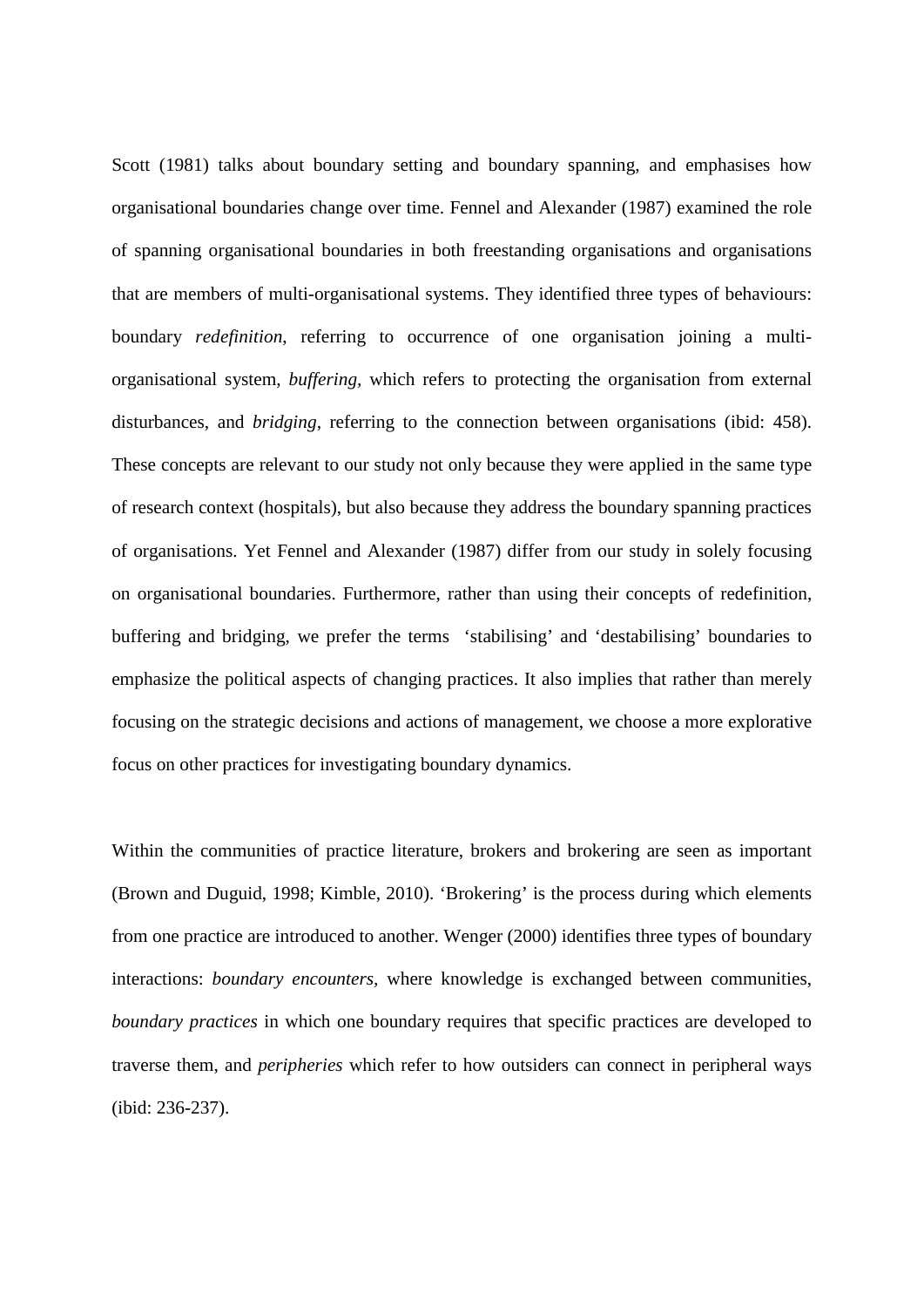Scott (1981) talks about boundary setting and boundary spanning, and emphasises how organisational boundaries change over time. Fennel and Alexander (1987) examined the role of spanning organisational boundaries in both freestanding organisations and organisations that are members of multi-organisational systems. They identified three types of behaviours: boundary *redefinition*, referring to occurrence of one organisation joining a multi-organisational system, *buffering*, which refers to protecting the organisation from external disturbances, and *bridging*, referring to the connection between organisations (ibid: 458). These concepts are relevant to our study not only because they were applied in the same type of research context (hospitals), but also because they address the boundary spanning practices of organisations. Yet Fennel and Alexander (1987) differ from our study in solely focusing on organisational boundaries. Furthermore, rather than using their concepts of redefinition, buffering and bridging, we prefer the terms 'stabilising' and 'destabilising' boundaries to emphasize the political aspects of changing practices. It also implies that rather than merely focusing on the strategic decisions and actions of management, we choose a more explorative focus on other practices for investigating boundary dynamics.

Within the communities of practice literature, brokers and brokering are seen as important (Brown and Duguid, 1998; Kimble, 2010). 'Brokering' is the process during which elements from one practice are introduced to another. Wenger (2000) identifies three types of boundary interactions: *boundary encounters*, where knowledge is exchanged between communities, *boundary practices* in which one boundary requires that specific practices are developed to traverse them, and *peripheries* which refer to how outsiders can connect in peripheral ways (ibid: 236-237).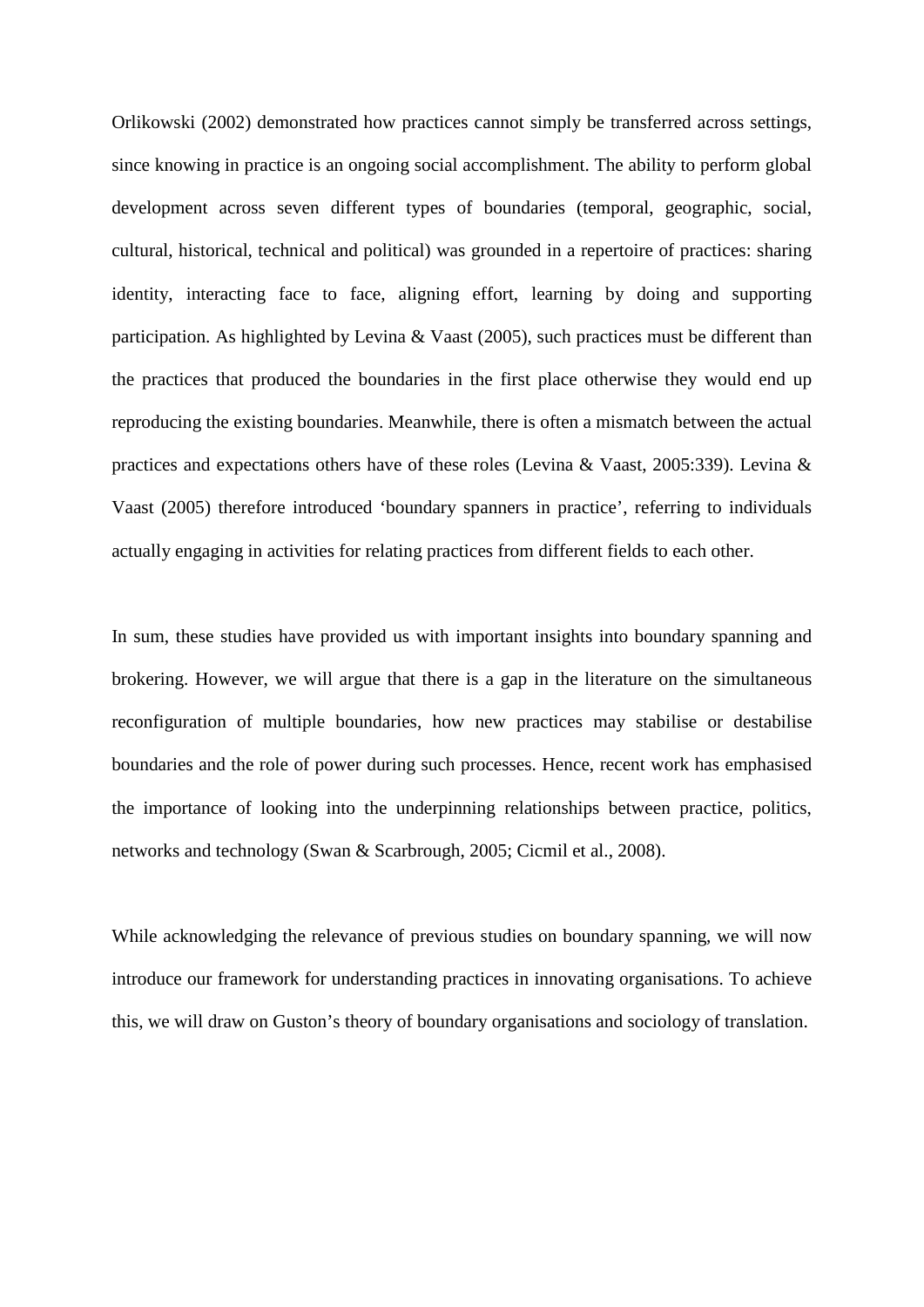Orlikowski (2002) demonstrated how practices cannot simply be transferred across settings, since knowing in practice is an ongoing social accomplishment. The ability to perform global development across seven different types of boundaries (temporal, geographic, social, cultural, historical, technical and political) was grounded in a repertoire of practices: sharing identity, interacting face to face, aligning effort, learning by doing and supporting participation. As highlighted by Levina & Vaast (2005), such practices must be different than the practices that produced the boundaries in the first place otherwise they would end up reproducing the existing boundaries. Meanwhile, there is often a mismatch between the actual practices and expectations others have of these roles (Levina & Vaast, 2005:339). Levina & Vaast (2005) therefore introduced 'boundary spanners in practice', referring to individuals actually engaging in activities for relating practices from different fields to each other.

In sum, these studies have provided us with important insights into boundary spanning and brokering. However, we will argue that there is a gap in the literature on the simultaneous reconfiguration of multiple boundaries, how new practices may stabilise or destabilise boundaries and the role of power during such processes. Hence, recent work has emphasised the importance of looking into the underpinning relationships between practice, politics, networks and technology (Swan & Scarbrough, 2005; Cicmil et al., 2008).

While acknowledging the relevance of previous studies on boundary spanning, we will now introduce our framework for understanding practices in innovating organisations. To achieve this, we will draw on Guston's theory of boundary organisations and sociology of translation.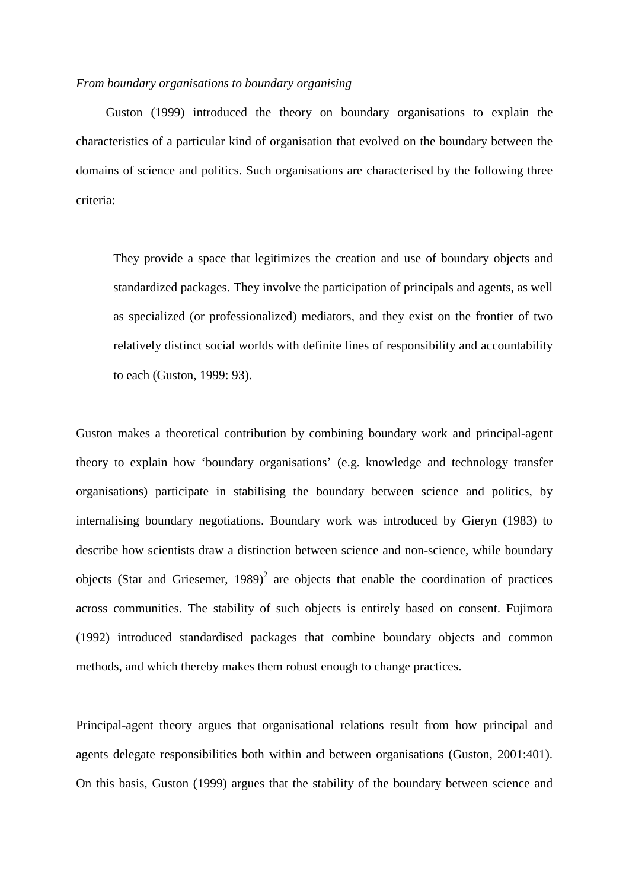*From boundary organisations to boundary organising*

Guston (1999) introduced the theory on boundary organisations to explain the characteristics of a particular kind of organisation that evolved on the boundary between the domains of science and politics. Such organisations are characterised by the following three criteria:

> They provide a space that legitimizes the creation and use of boundary objects and standardized packages. They involve the participation of principals and agents, as well as specialized (or professionalized) mediators, and they exist on the frontier of two relatively distinct social worlds with definite lines of responsibility and accountability to each (Guston, 1999: 93).

Guston makes a theoretical contribution by combining boundary work and principal-agent theory to explain how 'boundary organisations' (e.g. knowledge and technology transfer organisations) participate in stabilising the boundary between science and politics, by internalising boundary negotiations. Boundary work was introduced by Gieryn (1983) to describe how scientists draw a distinction between science and non-science, while boundary objects (Star and Griesemer, 1989)[2] are objects that enable the coordination of practices across communities. The stability of such objects is entirely based on consent. Fujimora (1992) introduced standardised packages that combine boundary objects and common methods, and which thereby makes them robust enough to change practices.

Principal-agent theory argues that organisational relations result from how principal and agents delegate responsibilities both within and between organisations (Guston, 2001:401). On this basis, Guston (1999) argues that the stability of the boundary between science and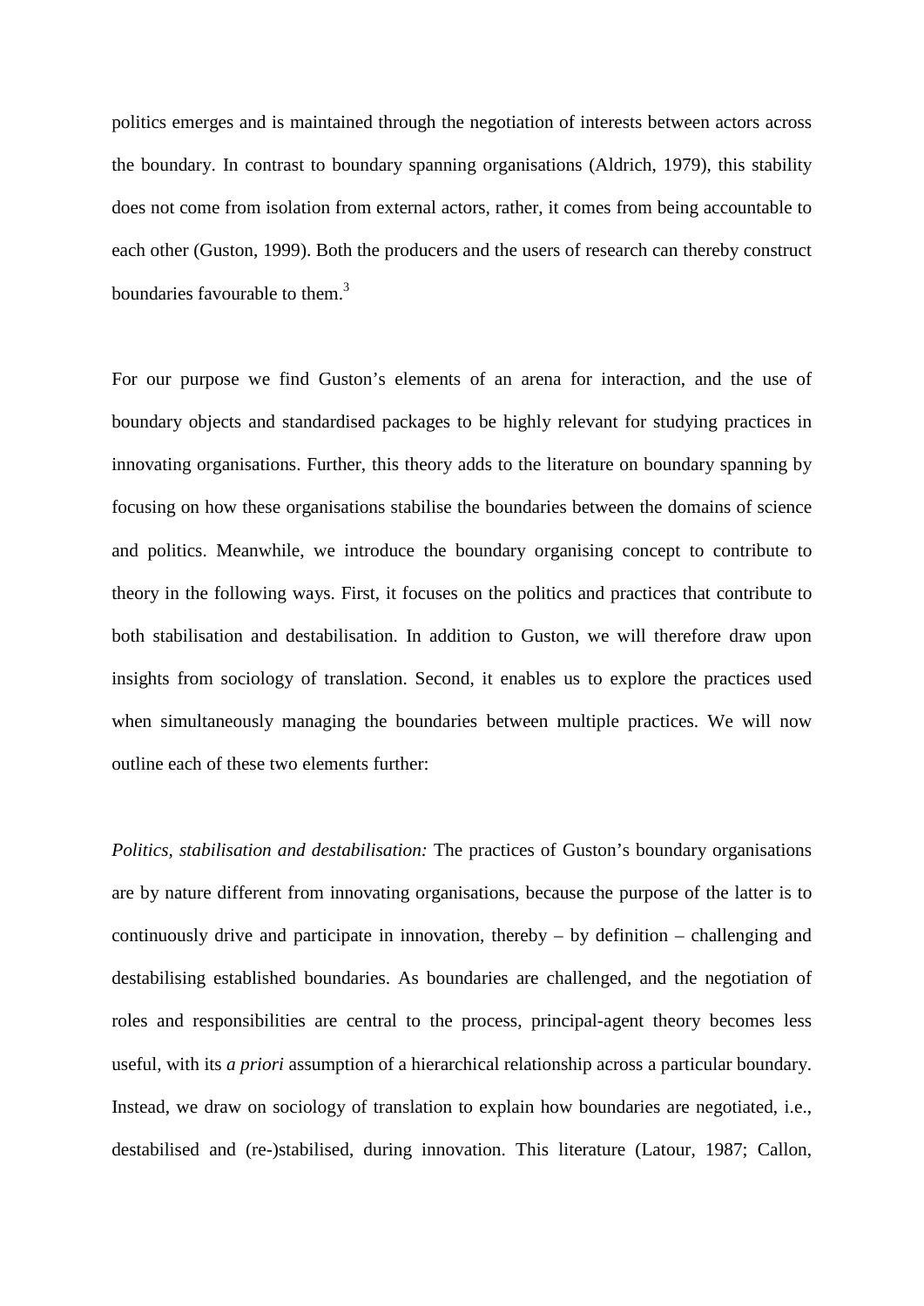politics emerges and is maintained through the negotiation of interests between actors across the boundary. In contrast to boundary spanning organisations (Aldrich, 1979), this stability does not come from isolation from external actors, rather, it comes from being accountable to each other (Guston, 1999). Both the producers and the users of research can thereby construct boundaries favourable to them.[3]

For our purpose we find Guston's elements of an arena for interaction, and the use of boundary objects and standardised packages to be highly relevant for studying practices in innovating organisations. Further, this theory adds to the literature on boundary spanning by focusing on how these organisations stabilise the boundaries between the domains of science and politics. Meanwhile, we introduce the boundary organising concept to contribute to theory in the following ways. First, it focuses on the politics and practices that contribute to both stabilisation and destabilisation. In addition to Guston, we will therefore draw upon insights from sociology of translation. Second, it enables us to explore the practices used when simultaneously managing the boundaries between multiple practices. We will now outline each of these two elements further:

*Politics, stabilisation and destabilisation:* The practices of Guston's boundary organisations are by nature different from innovating organisations, because the purpose of the latter is to continuously drive and participate in innovation, thereby – by definition – challenging and destabilising established boundaries. As boundaries are challenged, and the negotiation of roles and responsibilities are central to the process, principal-agent theory becomes less useful, with its *a priori* assumption of a hierarchical relationship across a particular boundary. Instead, we draw on sociology of translation to explain how boundaries are negotiated, i.e., destabilised and (re-)stabilised, during innovation. This literature (Latour, 1987; Callon,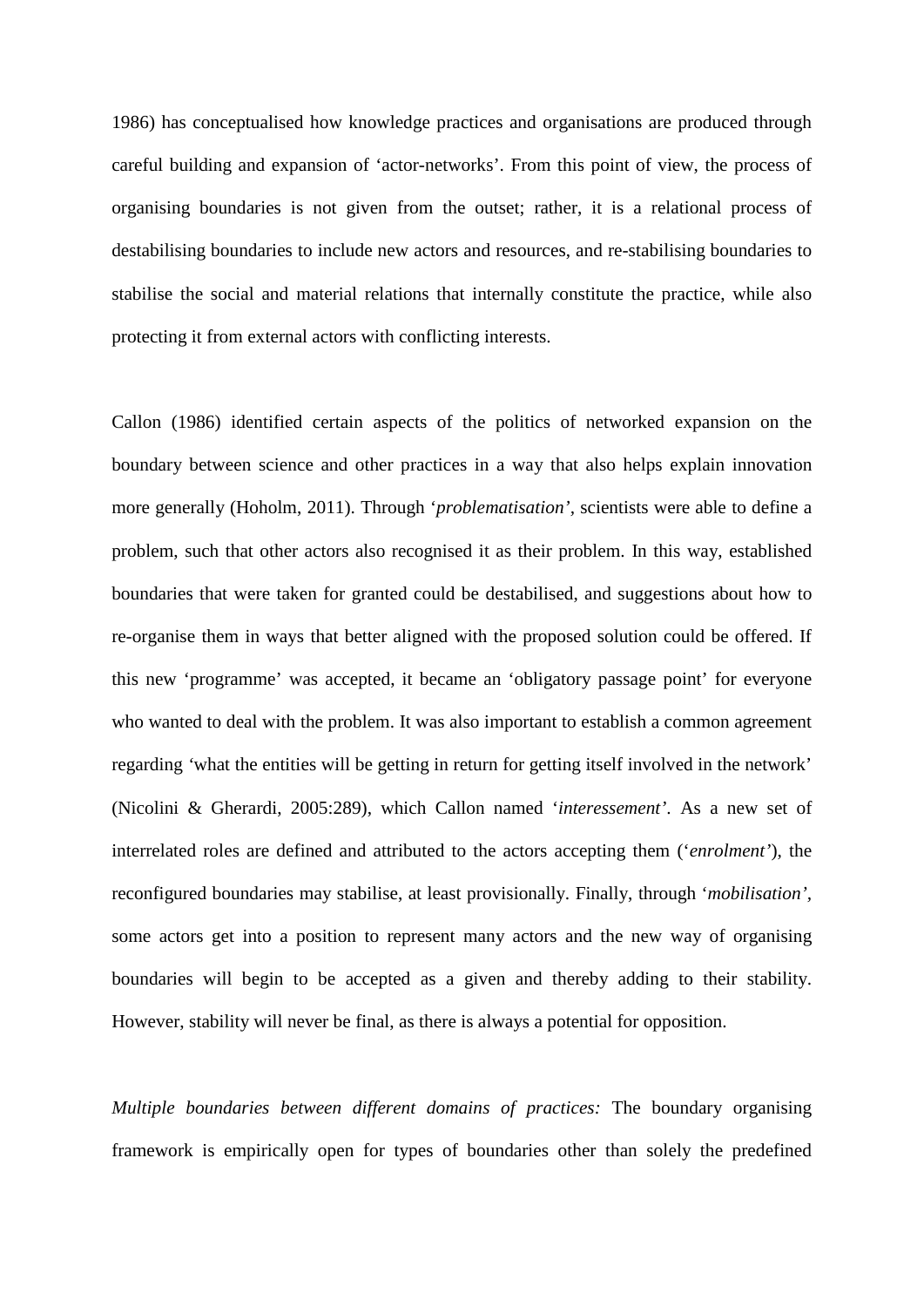1986) has conceptualised how knowledge practices and organisations are produced through careful building and expansion of 'actor-networks'. From this point of view, the process of organising boundaries is not given from the outset; rather, it is a relational process of destabilising boundaries to include new actors and resources, and re-stabilising boundaries to stabilise the social and material relations that internally constitute the practice, while also protecting it from external actors with conflicting interests.

Callon (1986) identified certain aspects of the politics of networked expansion on the boundary between science and other practices in a way that also helps explain innovation more generally (Hoholm, 2011). Through '*problematisation*', scientists were able to define a problem, such that other actors also recognised it as their problem. In this way, established boundaries that were taken for granted could be destabilised, and suggestions about how to re-organise them in ways that better aligned with the proposed solution could be offered. If this new 'programme' was accepted, it became an 'obligatory passage point' for everyone who wanted to deal with the problem. It was also important to establish a common agreement regarding 'what the entities will be getting in return for getting itself involved in the network' (Nicolini & Gherardi, 2005:289), which Callon named '*interessement*'. As a new set of interrelated roles are defined and attributed to the actors accepting them ('*enrolment*'), the reconfigured boundaries may stabilise, at least provisionally. Finally, through '*mobilisation*', some actors get into a position to represent many actors and the new way of organising boundaries will begin to be accepted as a given and thereby adding to their stability. However, stability will never be final, as there is always a potential for opposition.

*Multiple boundaries between different domains of practices:* The boundary organising framework is empirically open for types of boundaries other than solely the predefined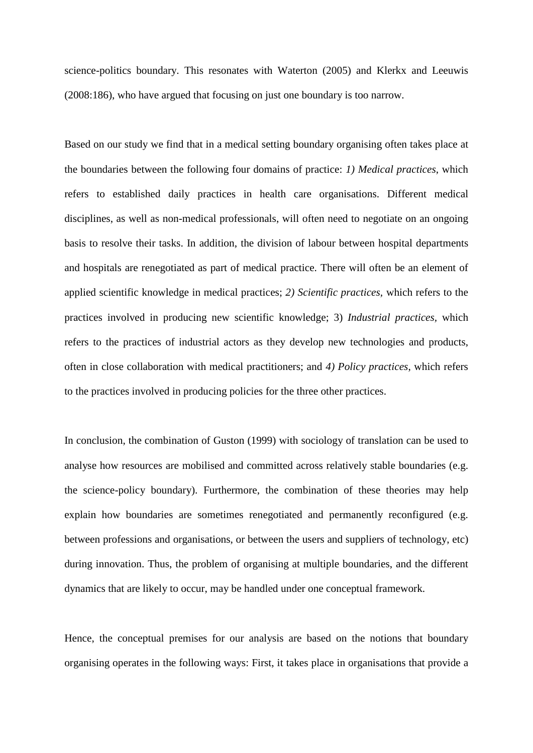science-politics boundary. This resonates with Waterton (2005) and Klerkx and Leeuwis (2008:186), who have argued that focusing on just one boundary is too narrow.

Based on our study we find that in a medical setting boundary organising often takes place at the boundaries between the following four domains of practice: *1) Medical practices*, which refers to established daily practices in health care organisations. Different medical disciplines, as well as non-medical professionals, will often need to negotiate on an ongoing basis to resolve their tasks. In addition, the division of labour between hospital departments and hospitals are renegotiated as part of medical practice. There will often be an element of applied scientific knowledge in medical practices; *2) Scientific practices*, which refers to the practices involved in producing new scientific knowledge; 3) *Industrial practices,* which refers to the practices of industrial actors as they develop new technologies and products, often in close collaboration with medical practitioners; and *4) Policy practices*, which refers to the practices involved in producing policies for the three other practices.

In conclusion, the combination of Guston (1999) with sociology of translation can be used to analyse how resources are mobilised and committed across relatively stable boundaries (e.g. the science-policy boundary). Furthermore, the combination of these theories may help explain how boundaries are sometimes renegotiated and permanently reconfigured (e.g. between professions and organisations, or between the users and suppliers of technology, etc) during innovation. Thus, the problem of organising at multiple boundaries, and the different dynamics that are likely to occur, may be handled under one conceptual framework.

Hence, the conceptual premises for our analysis are based on the notions that boundary organising operates in the following ways: First, it takes place in organisations that provide a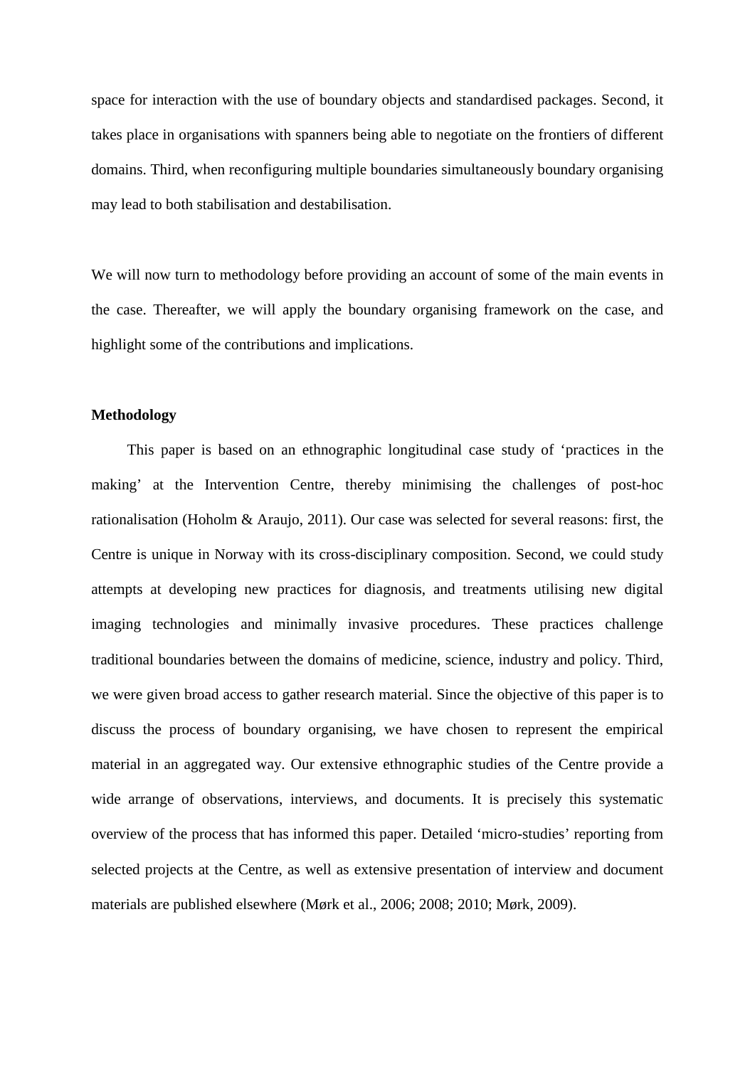space for interaction with the use of boundary objects and standardised packages. Second, it takes place in organisations with spanners being able to negotiate on the frontiers of different domains. Third, when reconfiguring multiple boundaries simultaneously boundary organising may lead to both stabilisation and destabilisation.

We will now turn to methodology before providing an account of some of the main events in the case. Thereafter, we will apply the boundary organising framework on the case, and highlight some of the contributions and implications.

**Methodology**

This paper is based on an ethnographic longitudinal case study of 'practices in the making' at the Intervention Centre, thereby minimising the challenges of post-hoc rationalisation (Hoholm & Araujo, 2011). Our case was selected for several reasons: first, the Centre is unique in Norway with its cross-disciplinary composition. Second, we could study attempts at developing new practices for diagnosis, and treatments utilising new digital imaging technologies and minimally invasive procedures. These practices challenge traditional boundaries between the domains of medicine, science, industry and policy. Third, we were given broad access to gather research material. Since the objective of this paper is to discuss the process of boundary organising, we have chosen to represent the empirical material in an aggregated way. Our extensive ethnographic studies of the Centre provide a wide arrange of observations, interviews, and documents. It is precisely this systematic overview of the process that has informed this paper. Detailed 'micro-studies' reporting from selected projects at the Centre, as well as extensive presentation of interview and document materials are published elsewhere (Mørk et al., 2006; 2008; 2010; Mørk, 2009).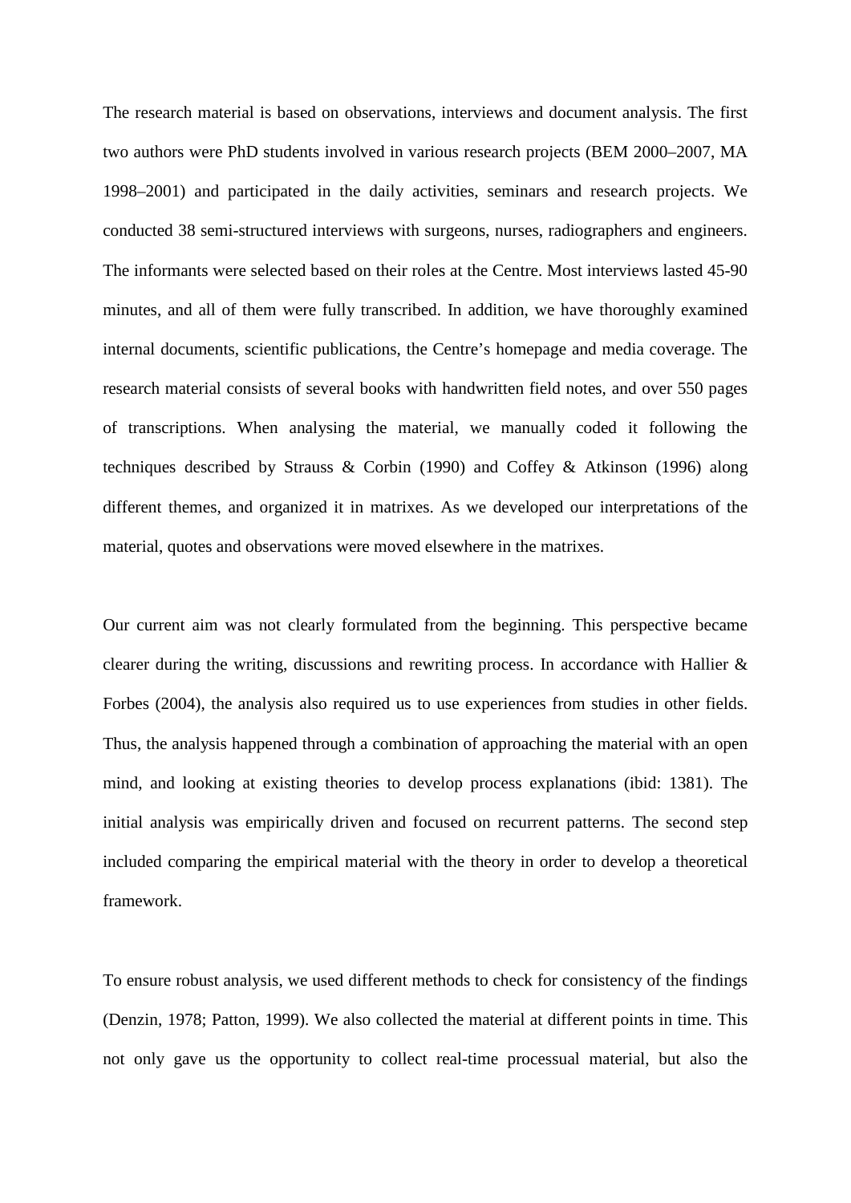The research material is based on observations, interviews and document analysis. The first two authors were PhD students involved in various research projects (BEM 2000–2007, MA 1998–2001) and participated in the daily activities, seminars and research projects. We conducted 38 semi-structured interviews with surgeons, nurses, radiographers and engineers. The informants were selected based on their roles at the Centre. Most interviews lasted 45-90 minutes, and all of them were fully transcribed. In addition, we have thoroughly examined internal documents, scientific publications, the Centre's homepage and media coverage. The research material consists of several books with handwritten field notes, and over 550 pages of transcriptions. When analysing the material, we manually coded it following the techniques described by Strauss & Corbin (1990) and Coffey & Atkinson (1996) along different themes, and organized it in matrixes. As we developed our interpretations of the material, quotes and observations were moved elsewhere in the matrixes.

Our current aim was not clearly formulated from the beginning. This perspective became clearer during the writing, discussions and rewriting process. In accordance with Hallier & Forbes (2004), the analysis also required us to use experiences from studies in other fields. Thus, the analysis happened through a combination of approaching the material with an open mind, and looking at existing theories to develop process explanations (ibid: 1381). The initial analysis was empirically driven and focused on recurrent patterns. The second step included comparing the empirical material with the theory in order to develop a theoretical framework.

To ensure robust analysis, we used different methods to check for consistency of the findings (Denzin, 1978; Patton, 1999). We also collected the material at different points in time. This not only gave us the opportunity to collect real-time processual material, but also the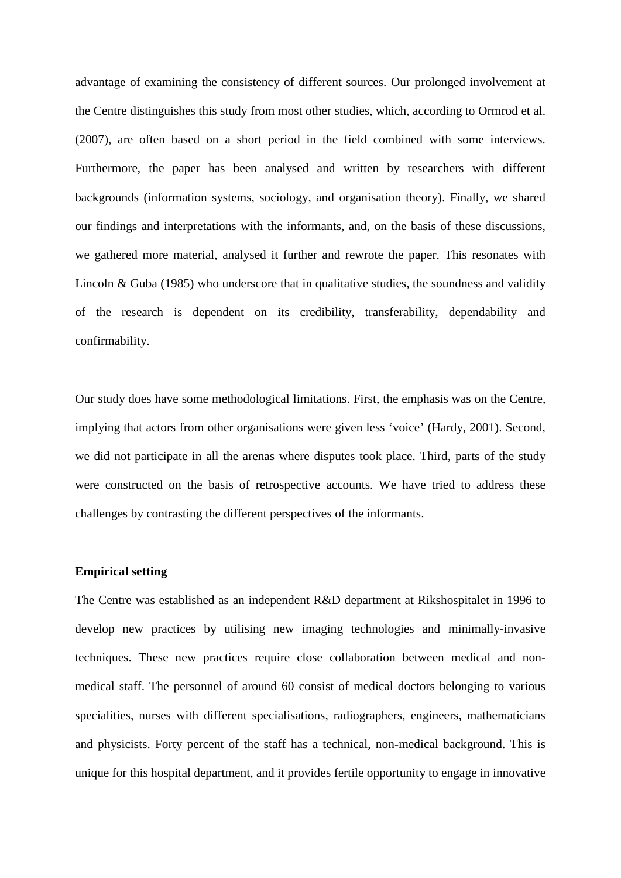advantage of examining the consistency of different sources. Our prolonged involvement at the Centre distinguishes this study from most other studies, which, according to Ormrod et al. (2007), are often based on a short period in the field combined with some interviews. Furthermore, the paper has been analysed and written by researchers with different backgrounds (information systems, sociology, and organisation theory). Finally, we shared our findings and interpretations with the informants, and, on the basis of these discussions, we gathered more material, analysed it further and rewrote the paper. This resonates with Lincoln & Guba (1985) who underscore that in qualitative studies, the soundness and validity of the research is dependent on its credibility, transferability, dependability and confirmability.

Our study does have some methodological limitations. First, the emphasis was on the Centre, implying that actors from other organisations were given less 'voice' (Hardy, 2001). Second, we did not participate in all the arenas where disputes took place. Third, parts of the study were constructed on the basis of retrospective accounts. We have tried to address these challenges by contrasting the different perspectives of the informants.

**Empirical setting**

The Centre was established as an independent R&D department at Rikshospitalet in 1996 to develop new practices by utilising new imaging technologies and minimally-invasive techniques. These new practices require close collaboration between medical and non-medical staff. The personnel of around 60 consist of medical doctors belonging to various specialities, nurses with different specialisations, radiographers, engineers, mathematicians and physicists. Forty percent of the staff has a technical, non-medical background. This is unique for this hospital department, and it provides fertile opportunity to engage in innovative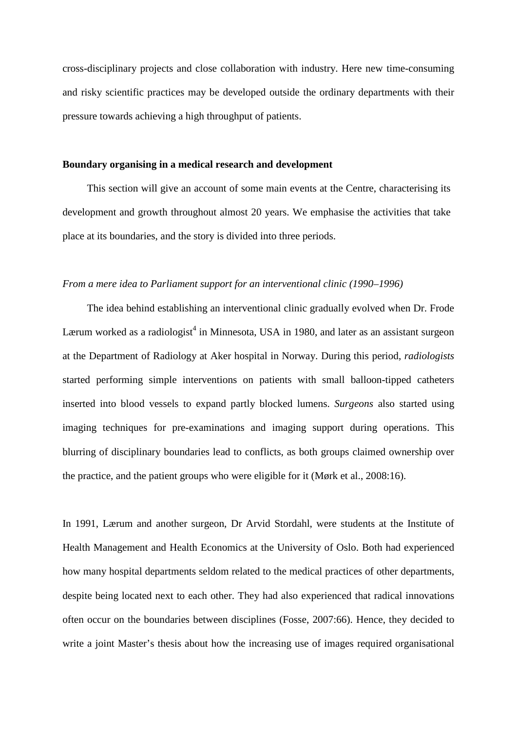cross-disciplinary projects and close collaboration with industry. Here new time-consuming and risky scientific practices may be developed outside the ordinary departments with their pressure towards achieving a high throughput of patients.

## Boundary organising in a medical research and development

This section will give an account of some main events at the Centre, characterising its development and growth throughout almost 20 years. We emphasise the activities that take place at its boundaries, and the story is divided into three periods.

### *From a mere idea to Parliament support for an interventional clinic (1990–1996)*

The idea behind establishing an interventional clinic gradually evolved when Dr. Frode Lærum worked as a radiologist[4] in Minnesota, USA in 1980, and later as an assistant surgeon at the Department of Radiology at Aker hospital in Norway. During this period, *radiologists* started performing simple interventions on patients with small balloon-tipped catheters inserted into blood vessels to expand partly blocked lumens. *Surgeons* also started using imaging techniques for pre-examinations and imaging support during operations. This blurring of disciplinary boundaries lead to conflicts, as both groups claimed ownership over the practice, and the patient groups who were eligible for it (Mørk et al., 2008:16).

In 1991, Lærum and another surgeon, Dr Arvid Stordahl, were students at the Institute of Health Management and Health Economics at the University of Oslo. Both had experienced how many hospital departments seldom related to the medical practices of other departments, despite being located next to each other. They had also experienced that radical innovations often occur on the boundaries between disciplines (Fosse, 2007:66). Hence, they decided to write a joint Master's thesis about how the increasing use of images required organisational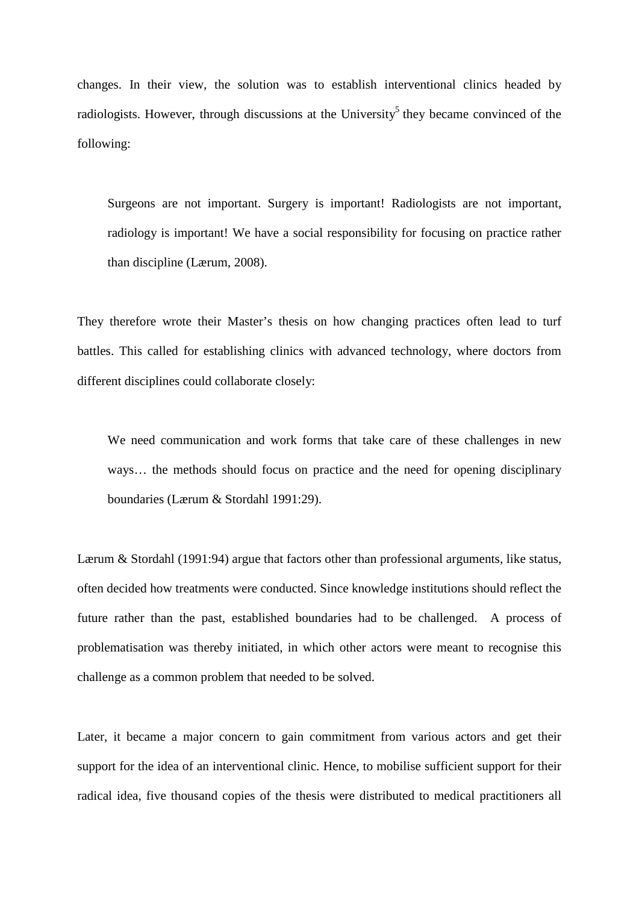changes. In their view, the solution was to establish interventional clinics headed by radiologists. However, through discussions at the University[5] they became convinced of the following:

> Surgeons are not important. Surgery is important! Radiologists are not important, radiology is important! We have a social responsibility for focusing on practice rather than discipline (Lærum, 2008).

They therefore wrote their Master's thesis on how changing practices often lead to turf battles. This called for establishing clinics with advanced technology, where doctors from different disciplines could collaborate closely:

> We need communication and work forms that take care of these challenges in new ways… the methods should focus on practice and the need for opening disciplinary boundaries (Lærum & Stordahl 1991:29).

Lærum & Stordahl (1991:94) argue that factors other than professional arguments, like status, often decided how treatments were conducted. Since knowledge institutions should reflect the future rather than the past, established boundaries had to be challenged. A process of problematisation was thereby initiated, in which other actors were meant to recognise this challenge as a common problem that needed to be solved.

Later, it became a major concern to gain commitment from various actors and get their support for the idea of an interventional clinic. Hence, to mobilise sufficient support for their radical idea, five thousand copies of the thesis were distributed to medical practitioners all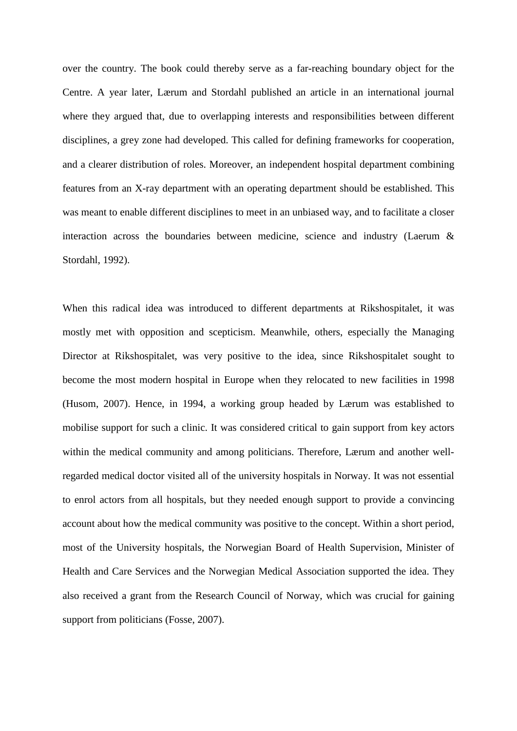over the country. The book could thereby serve as a far-reaching boundary object for the Centre. A year later, Lærum and Stordahl published an article in an international journal where they argued that, due to overlapping interests and responsibilities between different disciplines, a grey zone had developed. This called for defining frameworks for cooperation, and a clearer distribution of roles. Moreover, an independent hospital department combining features from an X-ray department with an operating department should be established. This was meant to enable different disciplines to meet in an unbiased way, and to facilitate a closer interaction across the boundaries between medicine, science and industry (Laerum & Stordahl, 1992).

When this radical idea was introduced to different departments at Rikshospitalet, it was mostly met with opposition and scepticism. Meanwhile, others, especially the Managing Director at Rikshospitalet, was very positive to the idea, since Rikshospitalet sought to become the most modern hospital in Europe when they relocated to new facilities in 1998 (Husom, 2007). Hence, in 1994, a working group headed by Lærum was established to mobilise support for such a clinic. It was considered critical to gain support from key actors within the medical community and among politicians. Therefore, Lærum and another well-regarded medical doctor visited all of the university hospitals in Norway. It was not essential to enrol actors from all hospitals, but they needed enough support to provide a convincing account about how the medical community was positive to the concept. Within a short period, most of the University hospitals, the Norwegian Board of Health Supervision, Minister of Health and Care Services and the Norwegian Medical Association supported the idea. They also received a grant from the Research Council of Norway, which was crucial for gaining support from politicians (Fosse, 2007).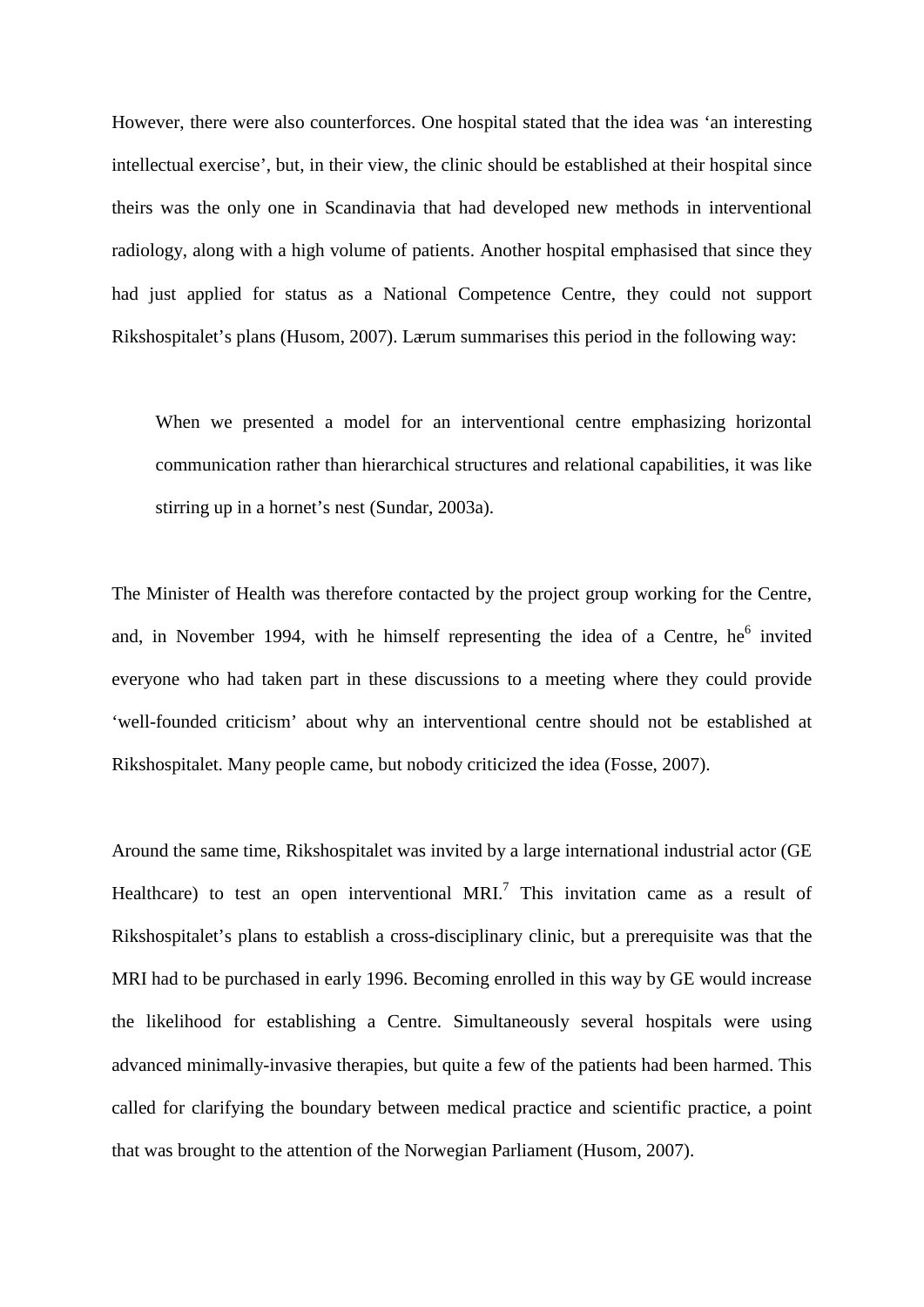However, there were also counterforces. One hospital stated that the idea was 'an interesting intellectual exercise', but, in their view, the clinic should be established at their hospital since theirs was the only one in Scandinavia that had developed new methods in interventional radiology, along with a high volume of patients. Another hospital emphasised that since they had just applied for status as a National Competence Centre, they could not support Rikshospitalet's plans (Husom, 2007). Lærum summarises this period in the following way:

> When we presented a model for an interventional centre emphasizing horizontal communication rather than hierarchical structures and relational capabilities, it was like stirring up in a hornet's nest (Sundar, 2003a).

The Minister of Health was therefore contacted by the project group working for the Centre, and, in November 1994, with he himself representing the idea of a Centre, he[6] invited everyone who had taken part in these discussions to a meeting where they could provide 'well-founded criticism' about why an interventional centre should not be established at Rikshospitalet. Many people came, but nobody criticized the idea (Fosse, 2007).

Around the same time, Rikshospitalet was invited by a large international industrial actor (GE Healthcare) to test an open interventional MRI.[7] This invitation came as a result of Rikshospitalet's plans to establish a cross-disciplinary clinic, but a prerequisite was that the MRI had to be purchased in early 1996. Becoming enrolled in this way by GE would increase the likelihood for establishing a Centre. Simultaneously several hospitals were using advanced minimally-invasive therapies, but quite a few of the patients had been harmed. This called for clarifying the boundary between medical practice and scientific practice, a point that was brought to the attention of the Norwegian Parliament (Husom, 2007).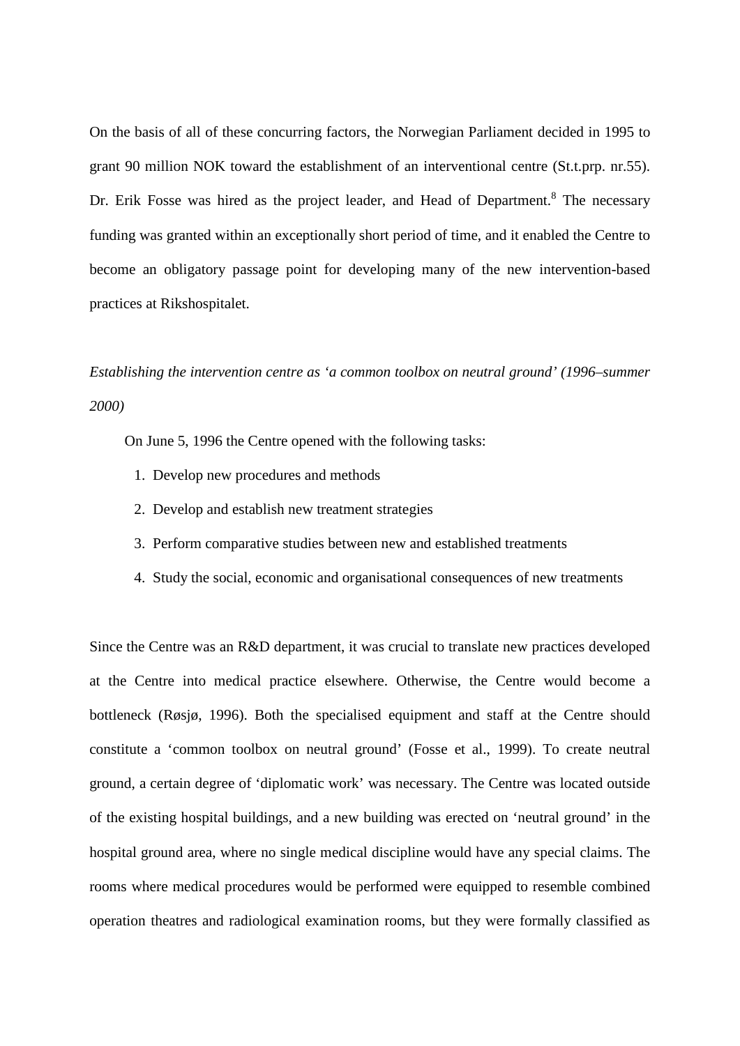On the basis of all of these concurring factors, the Norwegian Parliament decided in 1995 to grant 90 million NOK toward the establishment of an interventional centre (St.t.prp. nr.55). Dr. Erik Fosse was hired as the project leader, and Head of Department.[8] The necessary funding was granted within an exceptionally short period of time, and it enabled the Centre to become an obligatory passage point for developing many of the new intervention-based practices at Rikshospitalet.

*Establishing the intervention centre as 'a common toolbox on neutral ground' (1996–summer 2000)*

On June 5, 1996 the Centre opened with the following tasks:

1. Develop new procedures and methods
2. Develop and establish new treatment strategies
3. Perform comparative studies between new and established treatments
4. Study the social, economic and organisational consequences of new treatments

Since the Centre was an R&D department, it was crucial to translate new practices developed at the Centre into medical practice elsewhere. Otherwise, the Centre would become a bottleneck (Røsjø, 1996). Both the specialised equipment and staff at the Centre should constitute a 'common toolbox on neutral ground' (Fosse et al., 1999). To create neutral ground, a certain degree of 'diplomatic work' was necessary. The Centre was located outside of the existing hospital buildings, and a new building was erected on 'neutral ground' in the hospital ground area, where no single medical discipline would have any special claims. The rooms where medical procedures would be performed were equipped to resemble combined operation theatres and radiological examination rooms, but they were formally classified as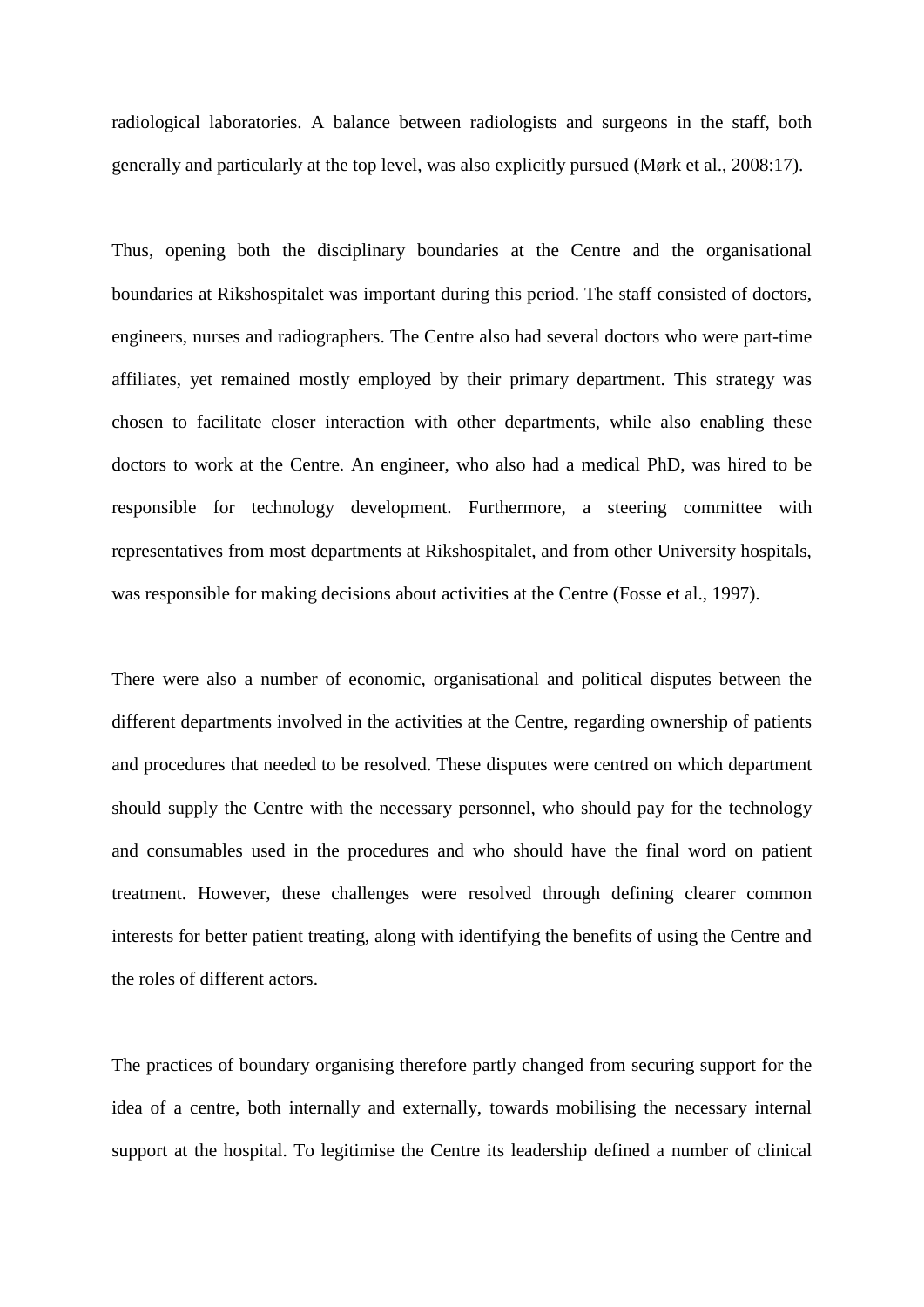radiological laboratories. A balance between radiologists and surgeons in the staff, both generally and particularly at the top level, was also explicitly pursued (Mørk et al., 2008:17).

Thus, opening both the disciplinary boundaries at the Centre and the organisational boundaries at Rikshospitalet was important during this period. The staff consisted of doctors, engineers, nurses and radiographers. The Centre also had several doctors who were part-time affiliates, yet remained mostly employed by their primary department. This strategy was chosen to facilitate closer interaction with other departments, while also enabling these doctors to work at the Centre. An engineer, who also had a medical PhD, was hired to be responsible for technology development. Furthermore, a steering committee with representatives from most departments at Rikshospitalet, and from other University hospitals, was responsible for making decisions about activities at the Centre (Fosse et al., 1997).

There were also a number of economic, organisational and political disputes between the different departments involved in the activities at the Centre, regarding ownership of patients and procedures that needed to be resolved. These disputes were centred on which department should supply the Centre with the necessary personnel, who should pay for the technology and consumables used in the procedures and who should have the final word on patient treatment. However, these challenges were resolved through defining clearer common interests for better patient treating, along with identifying the benefits of using the Centre and the roles of different actors.

The practices of boundary organising therefore partly changed from securing support for the idea of a centre, both internally and externally, towards mobilising the necessary internal support at the hospital. To legitimise the Centre its leadership defined a number of clinical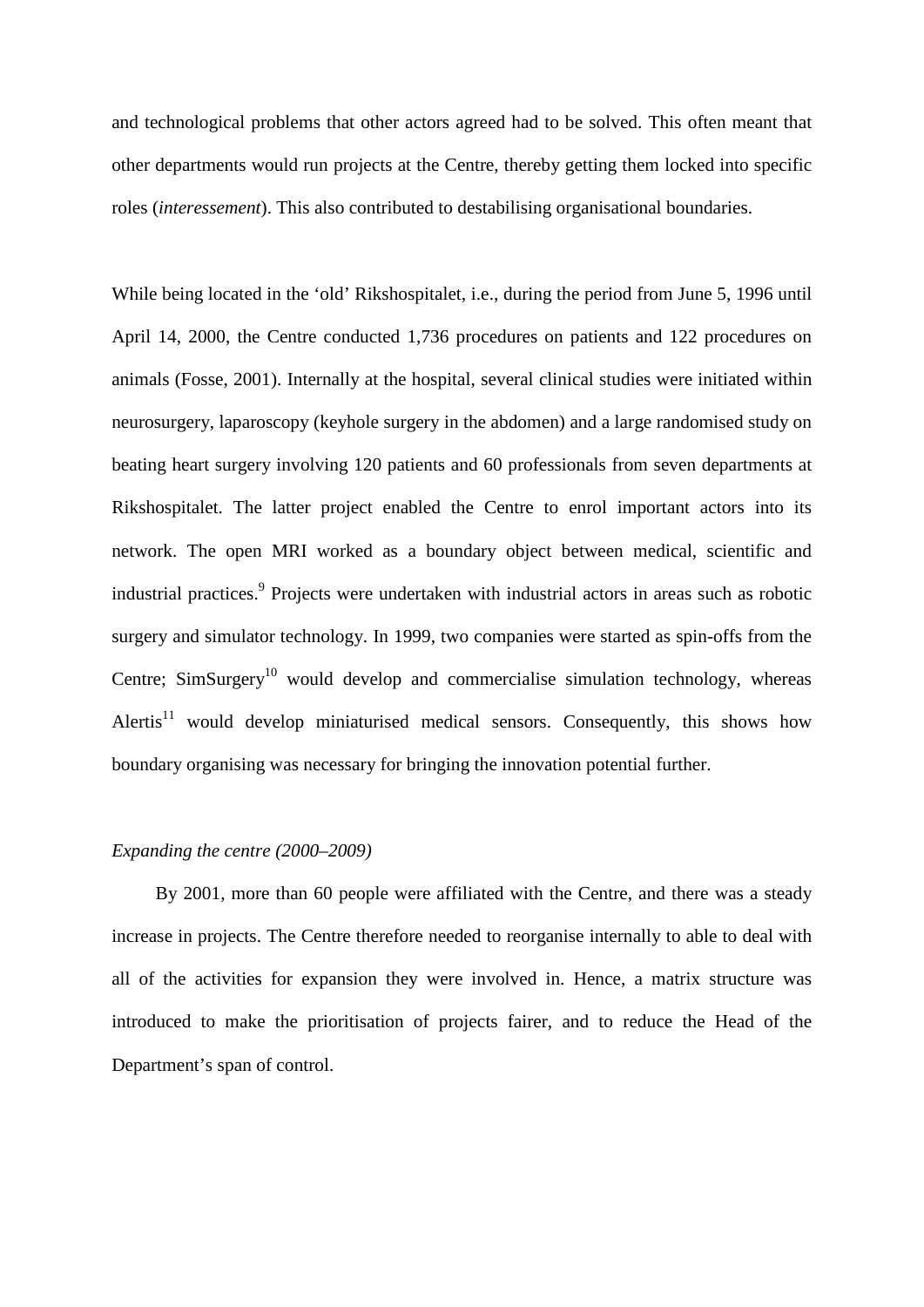and technological problems that other actors agreed had to be solved. This often meant that other departments would run projects at the Centre, thereby getting them locked into specific roles (*interessement*). This also contributed to destabilising organisational boundaries.

While being located in the 'old' Rikshospitalet, i.e., during the period from June 5, 1996 until April 14, 2000, the Centre conducted 1,736 procedures on patients and 122 procedures on animals (Fosse, 2001). Internally at the hospital, several clinical studies were initiated within neurosurgery, laparoscopy (keyhole surgery in the abdomen) and a large randomised study on beating heart surgery involving 120 patients and 60 professionals from seven departments at Rikshospitalet. The latter project enabled the Centre to enrol important actors into its network. The open MRI worked as a boundary object between medical, scientific and industrial practices.[9] Projects were undertaken with industrial actors in areas such as robotic surgery and simulator technology. In 1999, two companies were started as spin-offs from the Centre; SimSurgery[10] would develop and commercialise simulation technology, whereas Alertis[11] would develop miniaturised medical sensors. Consequently, this shows how boundary organising was necessary for bringing the innovation potential further.

*Expanding the centre (2000–2009)*

By 2001, more than 60 people were affiliated with the Centre, and there was a steady increase in projects. The Centre therefore needed to reorganise internally to able to deal with all of the activities for expansion they were involved in. Hence, a matrix structure was introduced to make the prioritisation of projects fairer, and to reduce the Head of the Department's span of control.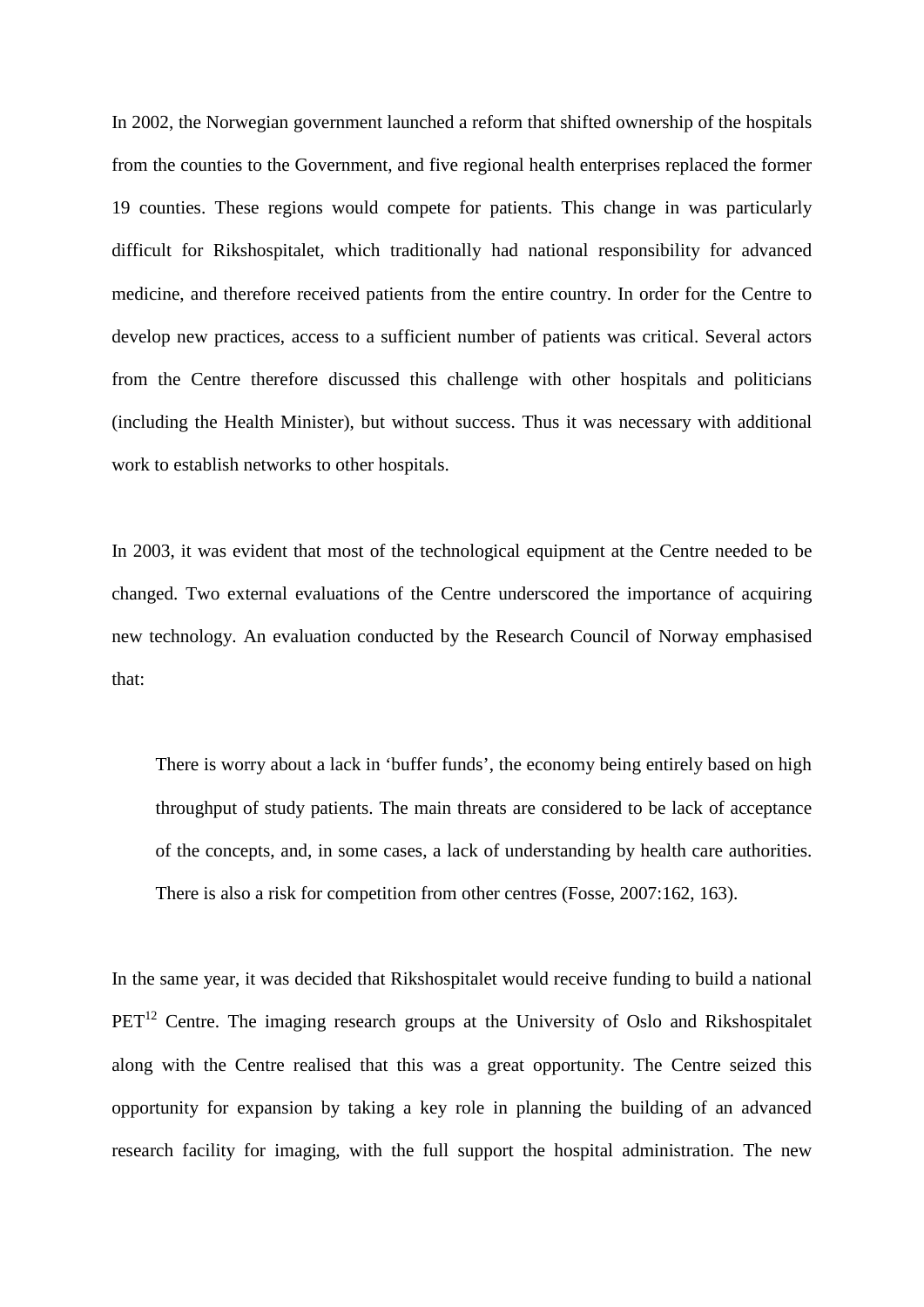In 2002, the Norwegian government launched a reform that shifted ownership of the hospitals from the counties to the Government, and five regional health enterprises replaced the former 19 counties. These regions would compete for patients. This change in was particularly difficult for Rikshospitalet, which traditionally had national responsibility for advanced medicine, and therefore received patients from the entire country. In order for the Centre to develop new practices, access to a sufficient number of patients was critical. Several actors from the Centre therefore discussed this challenge with other hospitals and politicians (including the Health Minister), but without success. Thus it was necessary with additional work to establish networks to other hospitals.

In 2003, it was evident that most of the technological equipment at the Centre needed to be changed. Two external evaluations of the Centre underscored the importance of acquiring new technology. An evaluation conducted by the Research Council of Norway emphasised that:

> There is worry about a lack in 'buffer funds', the economy being entirely based on high throughput of study patients. The main threats are considered to be lack of acceptance of the concepts, and, in some cases, a lack of understanding by health care authorities. There is also a risk for competition from other centres (Fosse, 2007:162, 163).

In the same year, it was decided that Rikshospitalet would receive funding to build a national PET[12] Centre. The imaging research groups at the University of Oslo and Rikshospitalet along with the Centre realised that this was a great opportunity. The Centre seized this opportunity for expansion by taking a key role in planning the building of an advanced research facility for imaging, with the full support the hospital administration. The new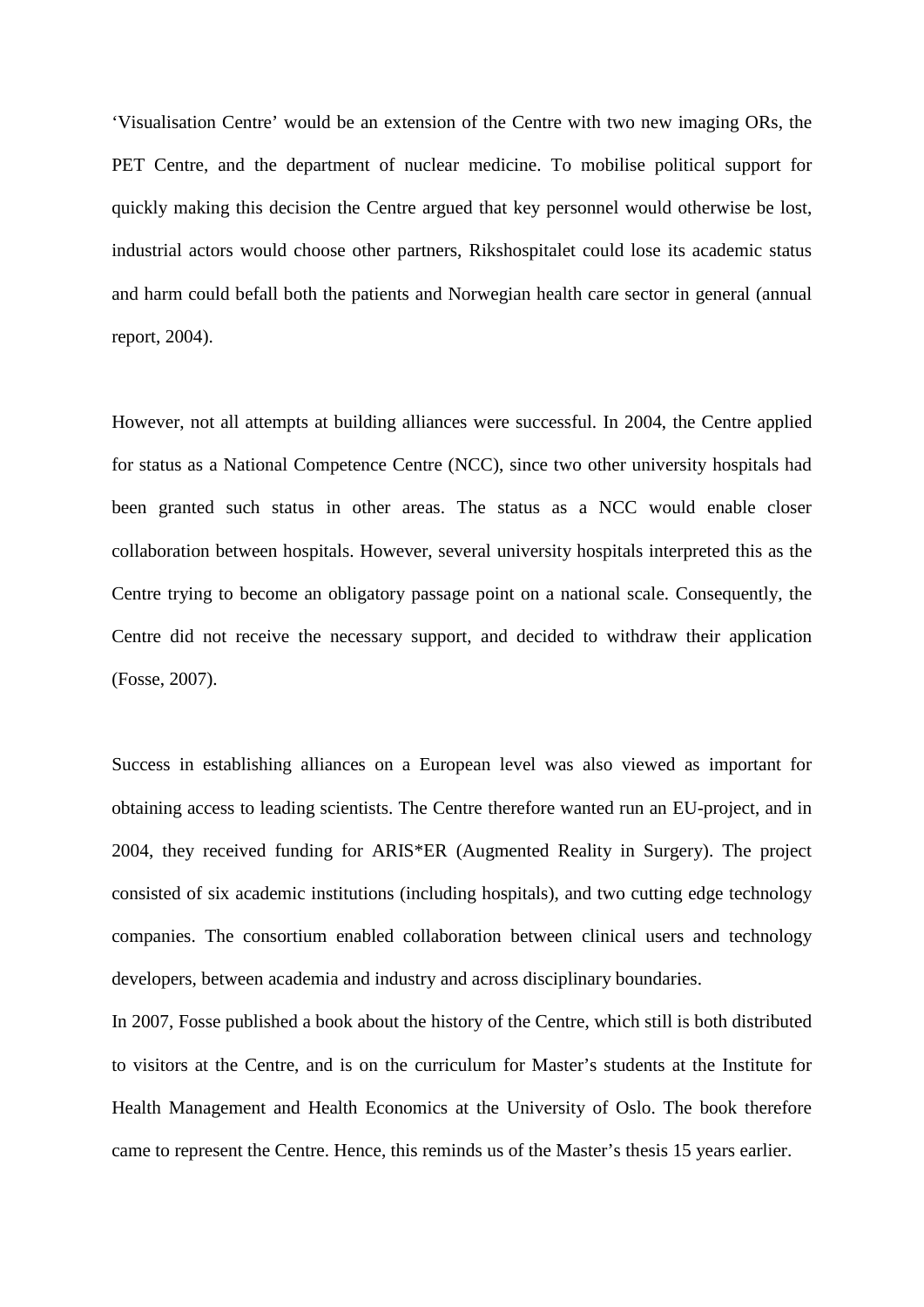'Visualisation Centre' would be an extension of the Centre with two new imaging ORs, the PET Centre, and the department of nuclear medicine. To mobilise political support for quickly making this decision the Centre argued that key personnel would otherwise be lost, industrial actors would choose other partners, Rikshospitalet could lose its academic status and harm could befall both the patients and Norwegian health care sector in general (annual report, 2004).

However, not all attempts at building alliances were successful. In 2004, the Centre applied for status as a National Competence Centre (NCC), since two other university hospitals had been granted such status in other areas. The status as a NCC would enable closer collaboration between hospitals. However, several university hospitals interpreted this as the Centre trying to become an obligatory passage point on a national scale. Consequently, the Centre did not receive the necessary support, and decided to withdraw their application (Fosse, 2007).

Success in establishing alliances on a European level was also viewed as important for obtaining access to leading scientists. The Centre therefore wanted run an EU-project, and in 2004, they received funding for ARIS*ER (Augmented Reality in Surgery). The project consisted of six academic institutions (including hospitals), and two cutting edge technology companies. The consortium enabled collaboration between clinical users and technology developers, between academia and industry and across disciplinary boundaries.

In 2007, Fosse published a book about the history of the Centre, which still is both distributed to visitors at the Centre, and is on the curriculum for Master's students at the Institute for Health Management and Health Economics at the University of Oslo. The book therefore came to represent the Centre. Hence, this reminds us of the Master's thesis 15 years earlier.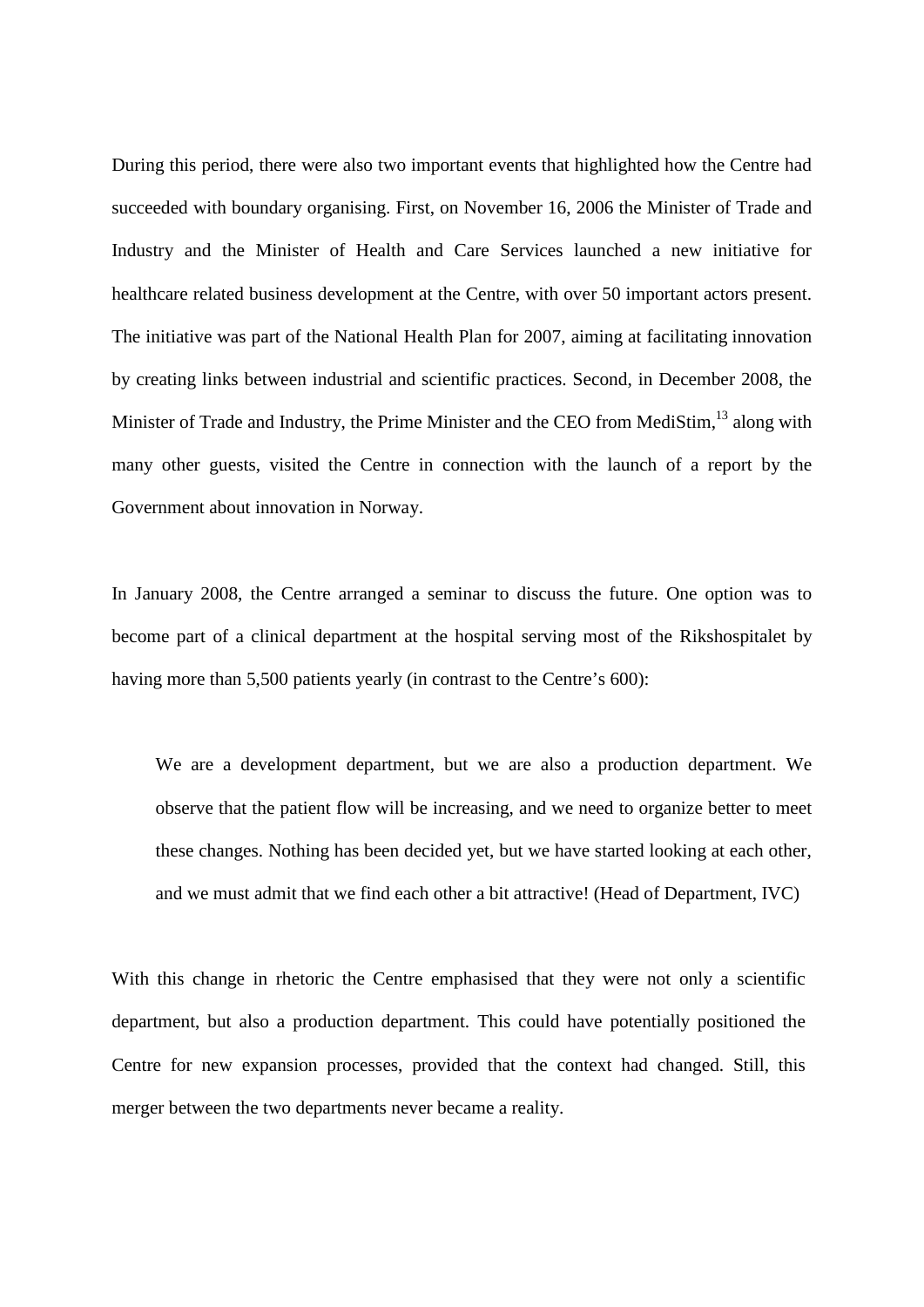During this period, there were also two important events that highlighted how the Centre had succeeded with boundary organising. First, on November 16, 2006 the Minister of Trade and Industry and the Minister of Health and Care Services launched a new initiative for healthcare related business development at the Centre, with over 50 important actors present. The initiative was part of the National Health Plan for 2007, aiming at facilitating innovation by creating links between industrial and scientific practices. Second, in December 2008, the Minister of Trade and Industry, the Prime Minister and the CEO from MediStim,[13] along with many other guests, visited the Centre in connection with the launch of a report by the Government about innovation in Norway.

In January 2008, the Centre arranged a seminar to discuss the future. One option was to become part of a clinical department at the hospital serving most of the Rikshospitalet by having more than 5,500 patients yearly (in contrast to the Centre's 600):

> We are a development department, but we are also a production department. We observe that the patient flow will be increasing, and we need to organize better to meet these changes. Nothing has been decided yet, but we have started looking at each other, and we must admit that we find each other a bit attractive! (Head of Department, IVC)

With this change in rhetoric the Centre emphasised that they were not only a scientific department, but also a production department. This could have potentially positioned the Centre for new expansion processes, provided that the context had changed. Still, this merger between the two departments never became a reality.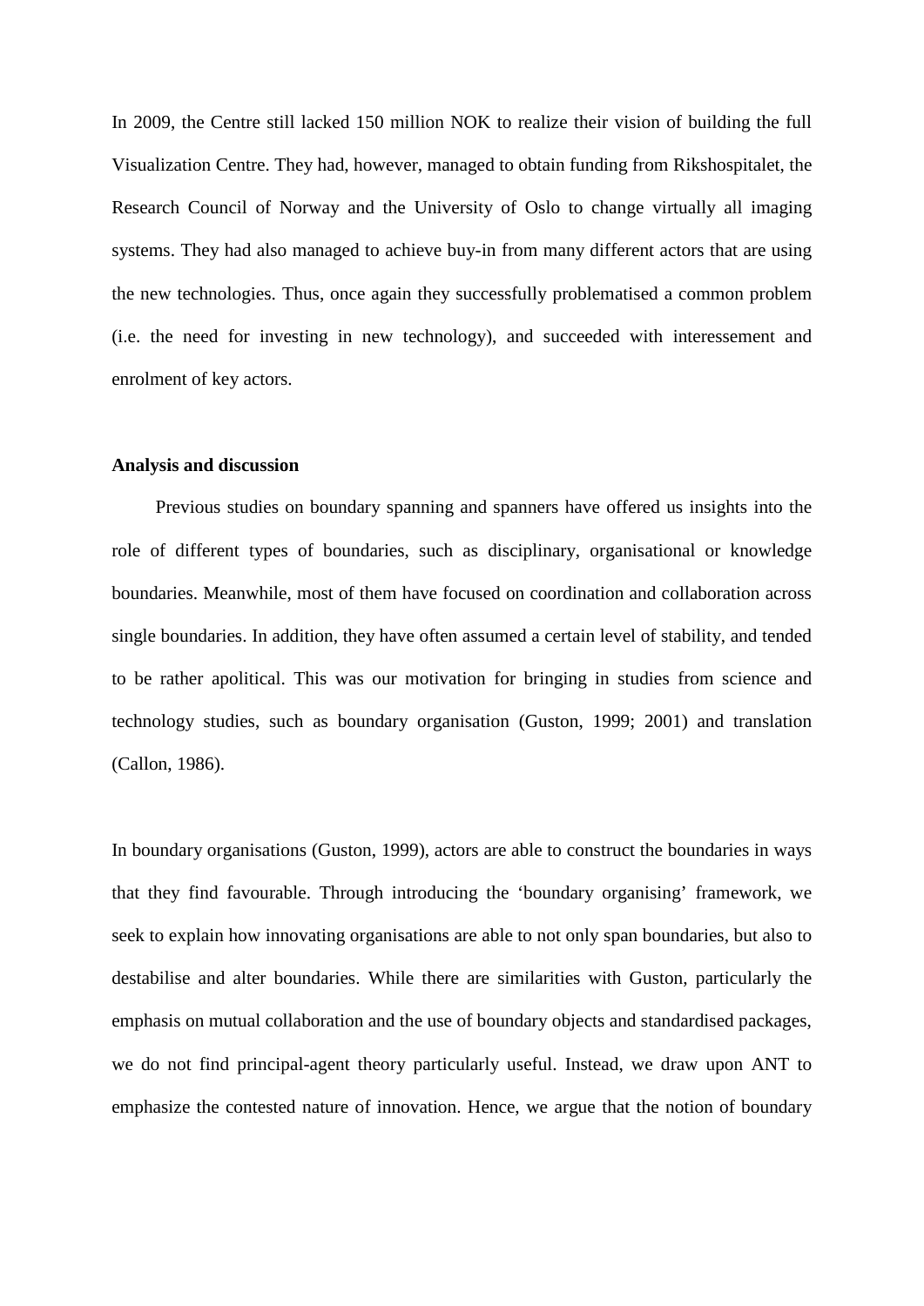In 2009, the Centre still lacked 150 million NOK to realize their vision of building the full Visualization Centre. They had, however, managed to obtain funding from Rikshospitalet, the Research Council of Norway and the University of Oslo to change virtually all imaging systems. They had also managed to achieve buy-in from many different actors that are using the new technologies. Thus, once again they successfully problematised a common problem (i.e. the need for investing in new technology), and succeeded with interessement and enrolment of key actors.

**Analysis and discussion**

Previous studies on boundary spanning and spanners have offered us insights into the role of different types of boundaries, such as disciplinary, organisational or knowledge boundaries. Meanwhile, most of them have focused on coordination and collaboration across single boundaries. In addition, they have often assumed a certain level of stability, and tended to be rather apolitical. This was our motivation for bringing in studies from science and technology studies, such as boundary organisation (Guston, 1999; 2001) and translation (Callon, 1986).

In boundary organisations (Guston, 1999), actors are able to construct the boundaries in ways that they find favourable. Through introducing the 'boundary organising' framework, we seek to explain how innovating organisations are able to not only span boundaries, but also to destabilise and alter boundaries. While there are similarities with Guston, particularly the emphasis on mutual collaboration and the use of boundary objects and standardised packages, we do not find principal-agent theory particularly useful. Instead, we draw upon ANT to emphasize the contested nature of innovation. Hence, we argue that the notion of boundary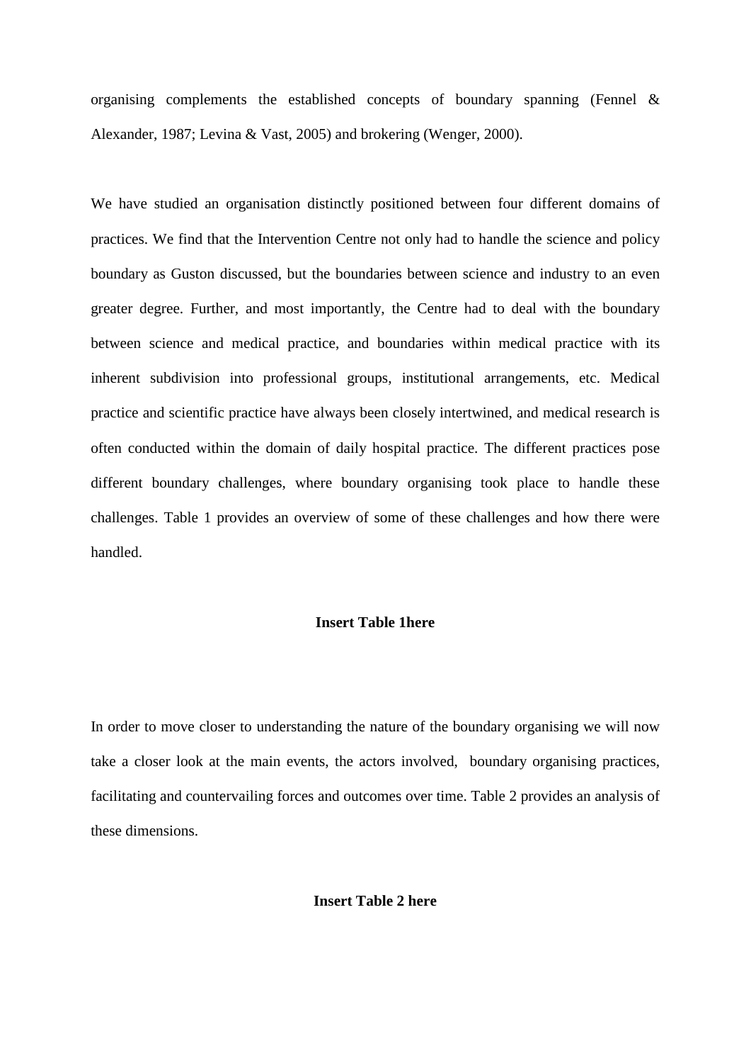organising complements the established concepts of boundary spanning (Fennel & Alexander, 1987; Levina & Vast, 2005) and brokering (Wenger, 2000).

We have studied an organisation distinctly positioned between four different domains of practices. We find that the Intervention Centre not only had to handle the science and policy boundary as Guston discussed, but the boundaries between science and industry to an even greater degree. Further, and most importantly, the Centre had to deal with the boundary between science and medical practice, and boundaries within medical practice with its inherent subdivision into professional groups, institutional arrangements, etc. Medical practice and scientific practice have always been closely intertwined, and medical research is often conducted within the domain of daily hospital practice. The different practices pose different boundary challenges, where boundary organising took place to handle these challenges. Table 1 provides an overview of some of these challenges and how there were handled.

**Insert Table 1here**

In order to move closer to understanding the nature of the boundary organising we will now take a closer look at the main events, the actors involved, boundary organising practices, facilitating and countervailing forces and outcomes over time. Table 2 provides an analysis of these dimensions.

**Insert Table 2 here**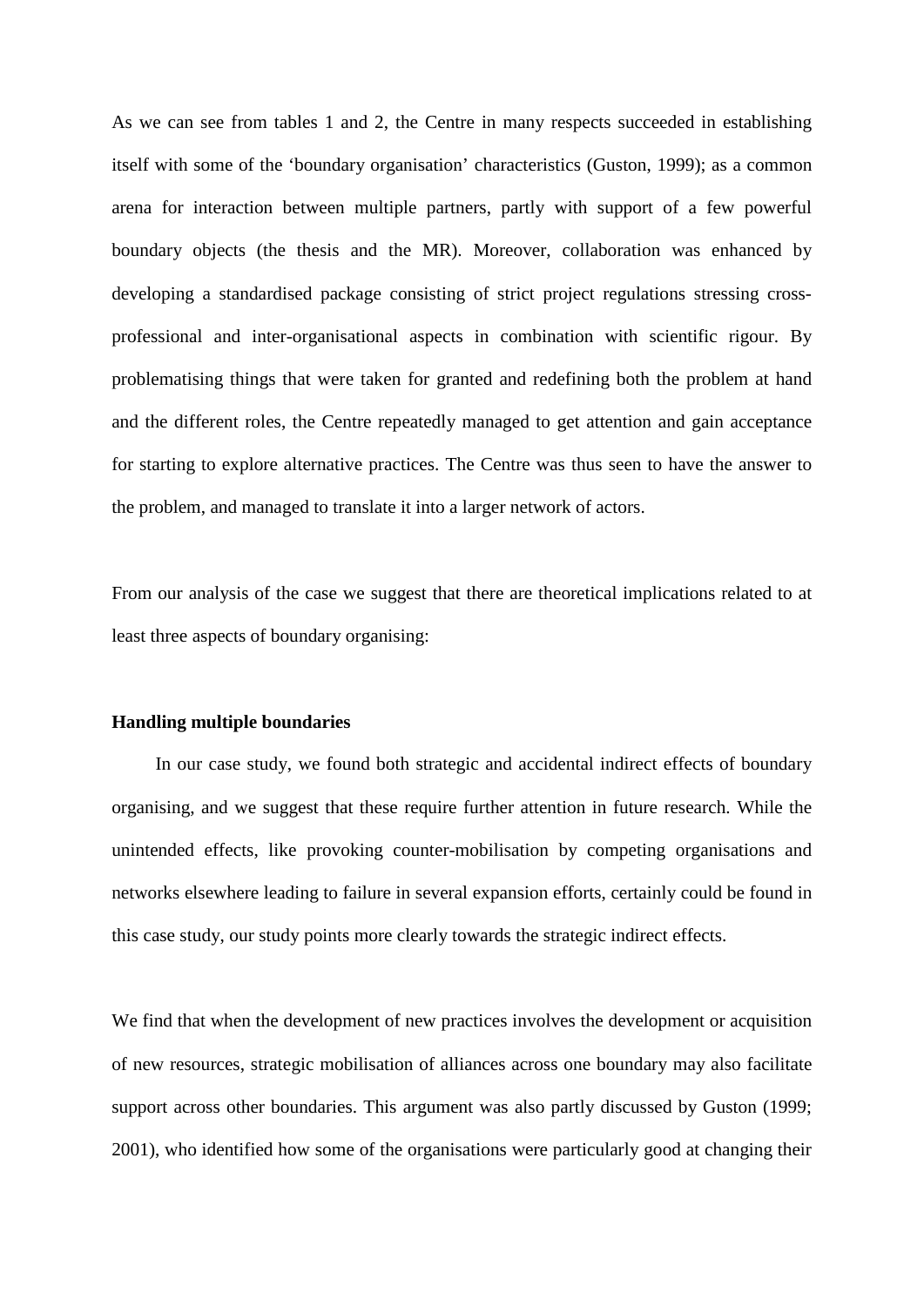As we can see from tables 1 and 2, the Centre in many respects succeeded in establishing itself with some of the 'boundary organisation' characteristics (Guston, 1999); as a common arena for interaction between multiple partners, partly with support of a few powerful boundary objects (the thesis and the MR). Moreover, collaboration was enhanced by developing a standardised package consisting of strict project regulations stressing cross-professional and inter-organisational aspects in combination with scientific rigour. By problematising things that were taken for granted and redefining both the problem at hand and the different roles, the Centre repeatedly managed to get attention and gain acceptance for starting to explore alternative practices. The Centre was thus seen to have the answer to the problem, and managed to translate it into a larger network of actors.

From our analysis of the case we suggest that there are theoretical implications related to at least three aspects of boundary organising:

**Handling multiple boundaries**

In our case study, we found both strategic and accidental indirect effects of boundary organising, and we suggest that these require further attention in future research. While the unintended effects, like provoking counter-mobilisation by competing organisations and networks elsewhere leading to failure in several expansion efforts, certainly could be found in this case study, our study points more clearly towards the strategic indirect effects.

We find that when the development of new practices involves the development or acquisition of new resources, strategic mobilisation of alliances across one boundary may also facilitate support across other boundaries. This argument was also partly discussed by Guston (1999; 2001), who identified how some of the organisations were particularly good at changing their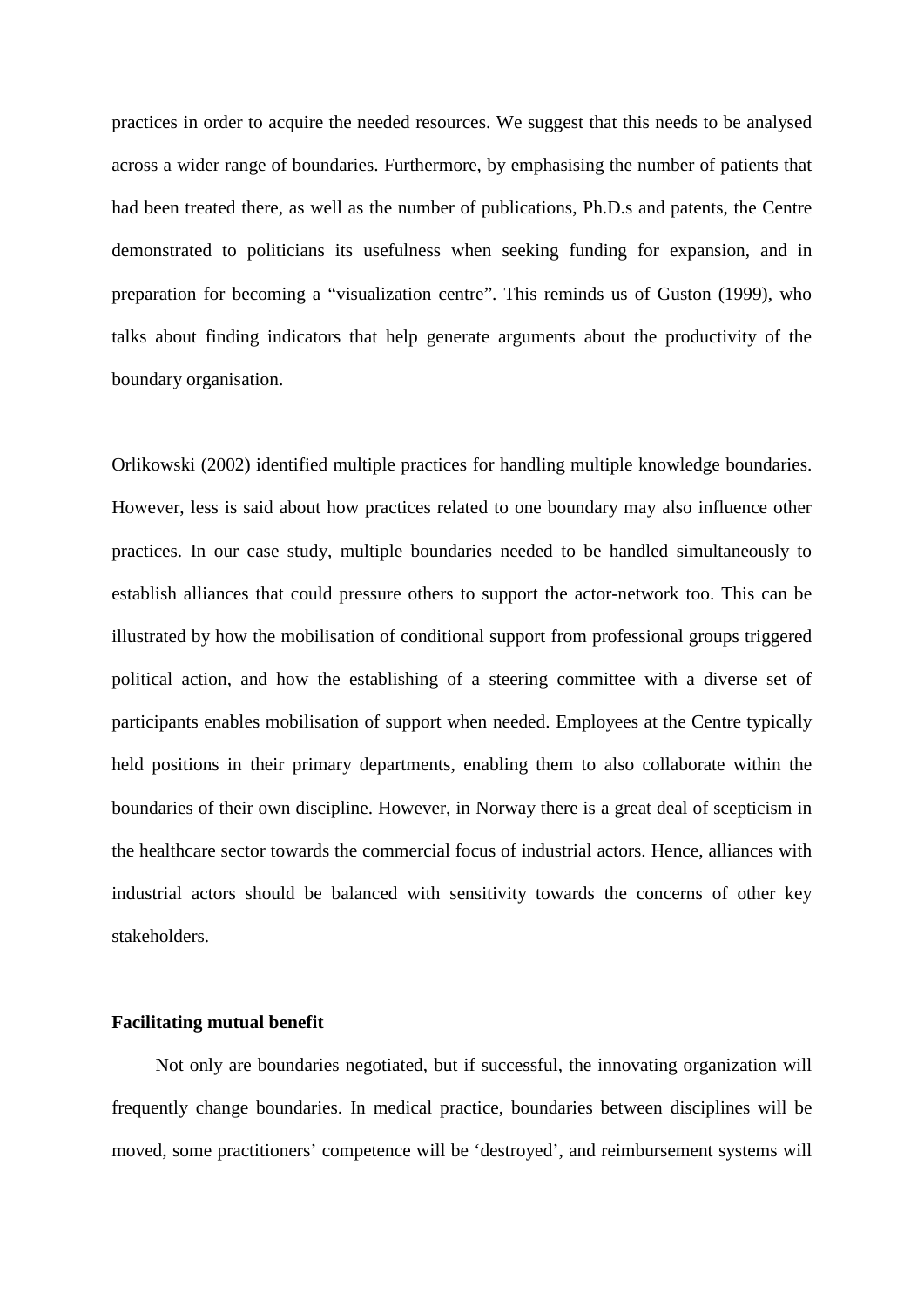practices in order to acquire the needed resources. We suggest that this needs to be analysed across a wider range of boundaries. Furthermore, by emphasising the number of patients that had been treated there, as well as the number of publications, Ph.D.s and patents, the Centre demonstrated to politicians its usefulness when seeking funding for expansion, and in preparation for becoming a "visualization centre". This reminds us of Guston (1999), who talks about finding indicators that help generate arguments about the productivity of the boundary organisation.

Orlikowski (2002) identified multiple practices for handling multiple knowledge boundaries. However, less is said about how practices related to one boundary may also influence other practices. In our case study, multiple boundaries needed to be handled simultaneously to establish alliances that could pressure others to support the actor-network too. This can be illustrated by how the mobilisation of conditional support from professional groups triggered political action, and how the establishing of a steering committee with a diverse set of participants enables mobilisation of support when needed. Employees at the Centre typically held positions in their primary departments, enabling them to also collaborate within the boundaries of their own discipline. However, in Norway there is a great deal of scepticism in the healthcare sector towards the commercial focus of industrial actors. Hence, alliances with industrial actors should be balanced with sensitivity towards the concerns of other key stakeholders.

**Facilitating mutual benefit**

Not only are boundaries negotiated, but if successful, the innovating organization will frequently change boundaries. In medical practice, boundaries between disciplines will be moved, some practitioners' competence will be 'destroyed', and reimbursement systems will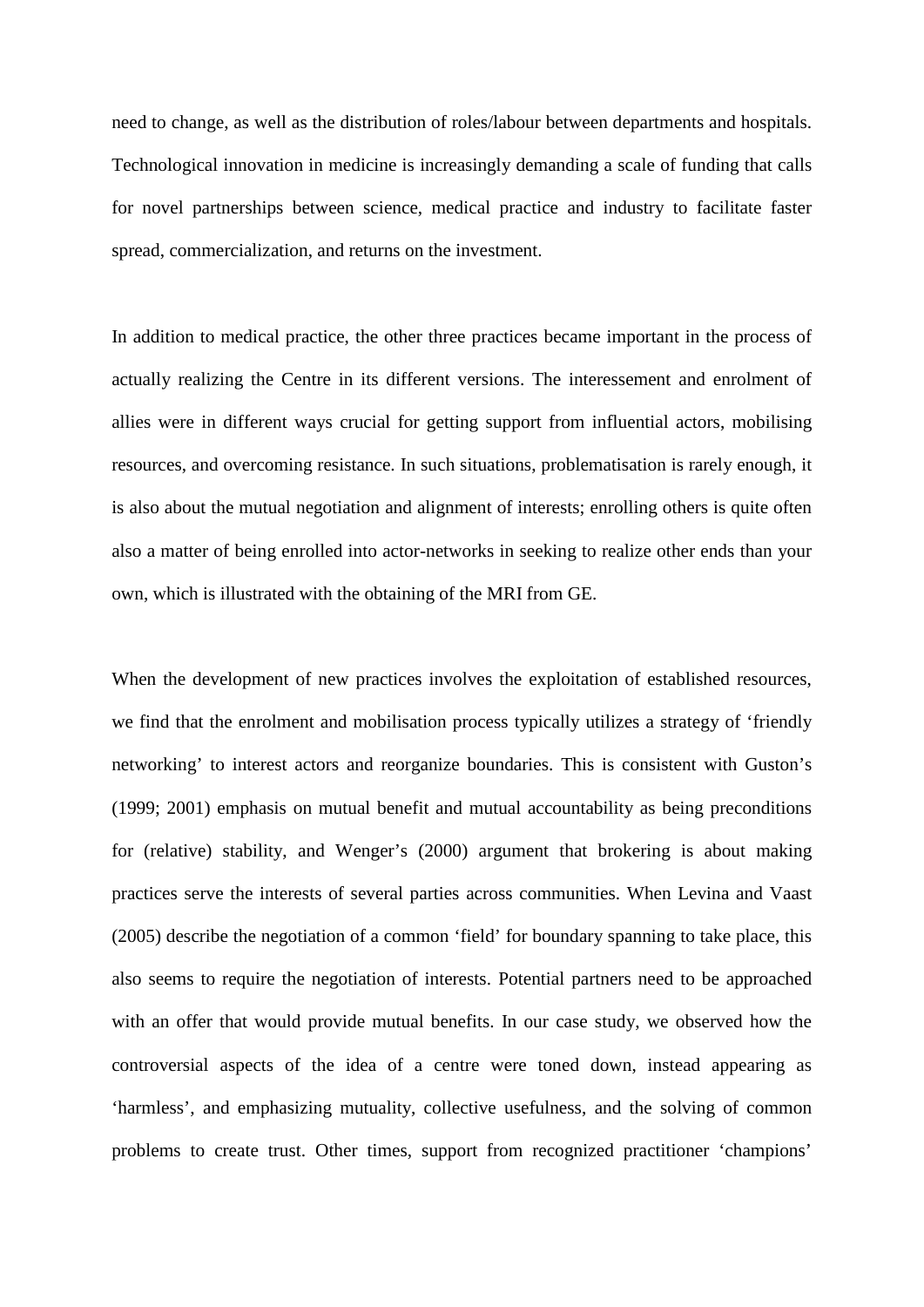need to change, as well as the distribution of roles/labour between departments and hospitals. Technological innovation in medicine is increasingly demanding a scale of funding that calls for novel partnerships between science, medical practice and industry to facilitate faster spread, commercialization, and returns on the investment.

In addition to medical practice, the other three practices became important in the process of actually realizing the Centre in its different versions. The interessement and enrolment of allies were in different ways crucial for getting support from influential actors, mobilising resources, and overcoming resistance. In such situations, problematisation is rarely enough, it is also about the mutual negotiation and alignment of interests; enrolling others is quite often also a matter of being enrolled into actor-networks in seeking to realize other ends than your own, which is illustrated with the obtaining of the MRI from GE.

When the development of new practices involves the exploitation of established resources, we find that the enrolment and mobilisation process typically utilizes a strategy of 'friendly networking' to interest actors and reorganize boundaries. This is consistent with Guston's (1999; 2001) emphasis on mutual benefit and mutual accountability as being preconditions for (relative) stability, and Wenger's (2000) argument that brokering is about making practices serve the interests of several parties across communities. When Levina and Vaast (2005) describe the negotiation of a common 'field' for boundary spanning to take place, this also seems to require the negotiation of interests. Potential partners need to be approached with an offer that would provide mutual benefits. In our case study, we observed how the controversial aspects of the idea of a centre were toned down, instead appearing as 'harmless', and emphasizing mutuality, collective usefulness, and the solving of common problems to create trust. Other times, support from recognized practitioner 'champions'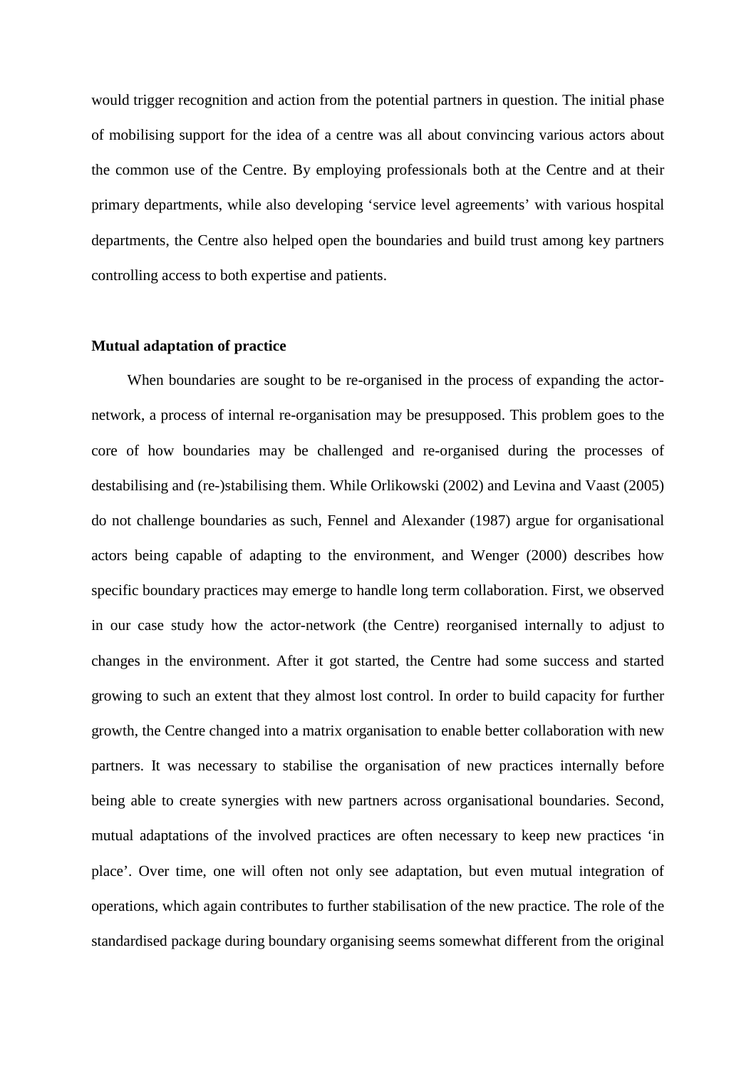would trigger recognition and action from the potential partners in question. The initial phase of mobilising support for the idea of a centre was all about convincing various actors about the common use of the Centre. By employing professionals both at the Centre and at their primary departments, while also developing 'service level agreements' with various hospital departments, the Centre also helped open the boundaries and build trust among key partners controlling access to both expertise and patients.

**Mutual adaptation of practice**

When boundaries are sought to be re-organised in the process of expanding the actor-network, a process of internal re-organisation may be presupposed. This problem goes to the core of how boundaries may be challenged and re-organised during the processes of destabilising and (re-)stabilising them. While Orlikowski (2002) and Levina and Vaast (2005) do not challenge boundaries as such, Fennel and Alexander (1987) argue for organisational actors being capable of adapting to the environment, and Wenger (2000) describes how specific boundary practices may emerge to handle long term collaboration. First, we observed in our case study how the actor-network (the Centre) reorganised internally to adjust to changes in the environment. After it got started, the Centre had some success and started growing to such an extent that they almost lost control. In order to build capacity for further growth, the Centre changed into a matrix organisation to enable better collaboration with new partners. It was necessary to stabilise the organisation of new practices internally before being able to create synergies with new partners across organisational boundaries. Second, mutual adaptations of the involved practices are often necessary to keep new practices 'in place'. Over time, one will often not only see adaptation, but even mutual integration of operations, which again contributes to further stabilisation of the new practice. The role of the standardised package during boundary organising seems somewhat different from the original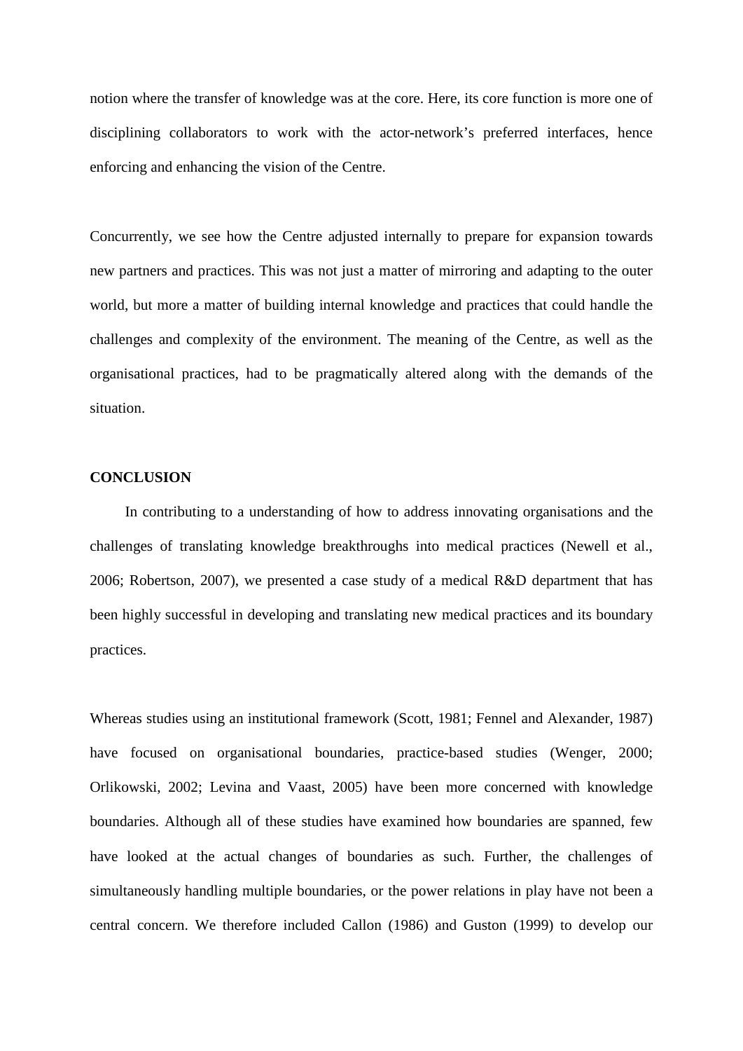notion where the transfer of knowledge was at the core. Here, its core function is more one of disciplining collaborators to work with the actor-network's preferred interfaces, hence enforcing and enhancing the vision of the Centre.

Concurrently, we see how the Centre adjusted internally to prepare for expansion towards new partners and practices. This was not just a matter of mirroring and adapting to the outer world, but more a matter of building internal knowledge and practices that could handle the challenges and complexity of the environment. The meaning of the Centre, as well as the organisational practices, had to be pragmatically altered along with the demands of the situation.

## CONCLUSION

In contributing to a understanding of how to address innovating organisations and the challenges of translating knowledge breakthroughs into medical practices (Newell et al., 2006; Robertson, 2007), we presented a case study of a medical R&D department that has been highly successful in developing and translating new medical practices and its boundary practices.

Whereas studies using an institutional framework (Scott, 1981; Fennel and Alexander, 1987) have focused on organisational boundaries, practice-based studies (Wenger, 2000; Orlikowski, 2002; Levina and Vaast, 2005) have been more concerned with knowledge boundaries. Although all of these studies have examined how boundaries are spanned, few have looked at the actual changes of boundaries as such. Further, the challenges of simultaneously handling multiple boundaries, or the power relations in play have not been a central concern. We therefore included Callon (1986) and Guston (1999) to develop our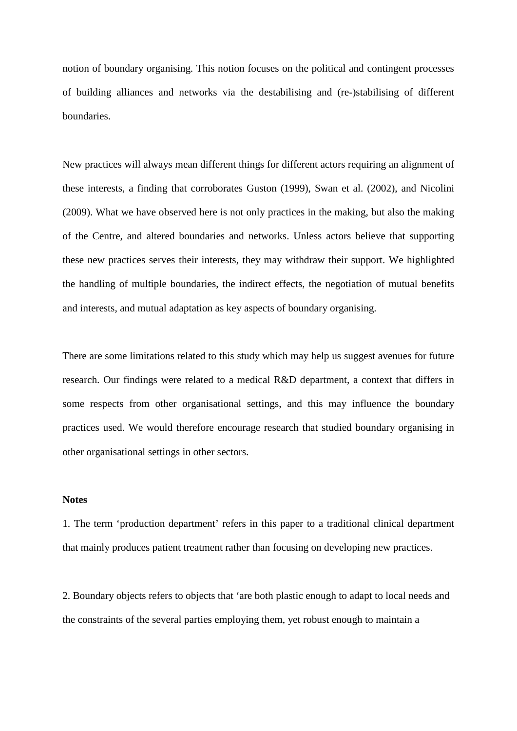notion of boundary organising. This notion focuses on the political and contingent processes of building alliances and networks via the destabilising and (re-)stabilising of different boundaries.

New practices will always mean different things for different actors requiring an alignment of these interests, a finding that corroborates Guston (1999), Swan et al. (2002), and Nicolini (2009). What we have observed here is not only practices in the making, but also the making of the Centre, and altered boundaries and networks. Unless actors believe that supporting these new practices serves their interests, they may withdraw their support. We highlighted the handling of multiple boundaries, the indirect effects, the negotiation of mutual benefits and interests, and mutual adaptation as key aspects of boundary organising.

There are some limitations related to this study which may help us suggest avenues for future research. Our findings were related to a medical R&D department, a context that differs in some respects from other organisational settings, and this may influence the boundary practices used. We would therefore encourage research that studied boundary organising in other organisational settings in other sectors.

**Notes**

1. The term 'production department' refers in this paper to a traditional clinical department that mainly produces patient treatment rather than focusing on developing new practices.

2. Boundary objects refers to objects that 'are both plastic enough to adapt to local needs and the constraints of the several parties employing them, yet robust enough to maintain a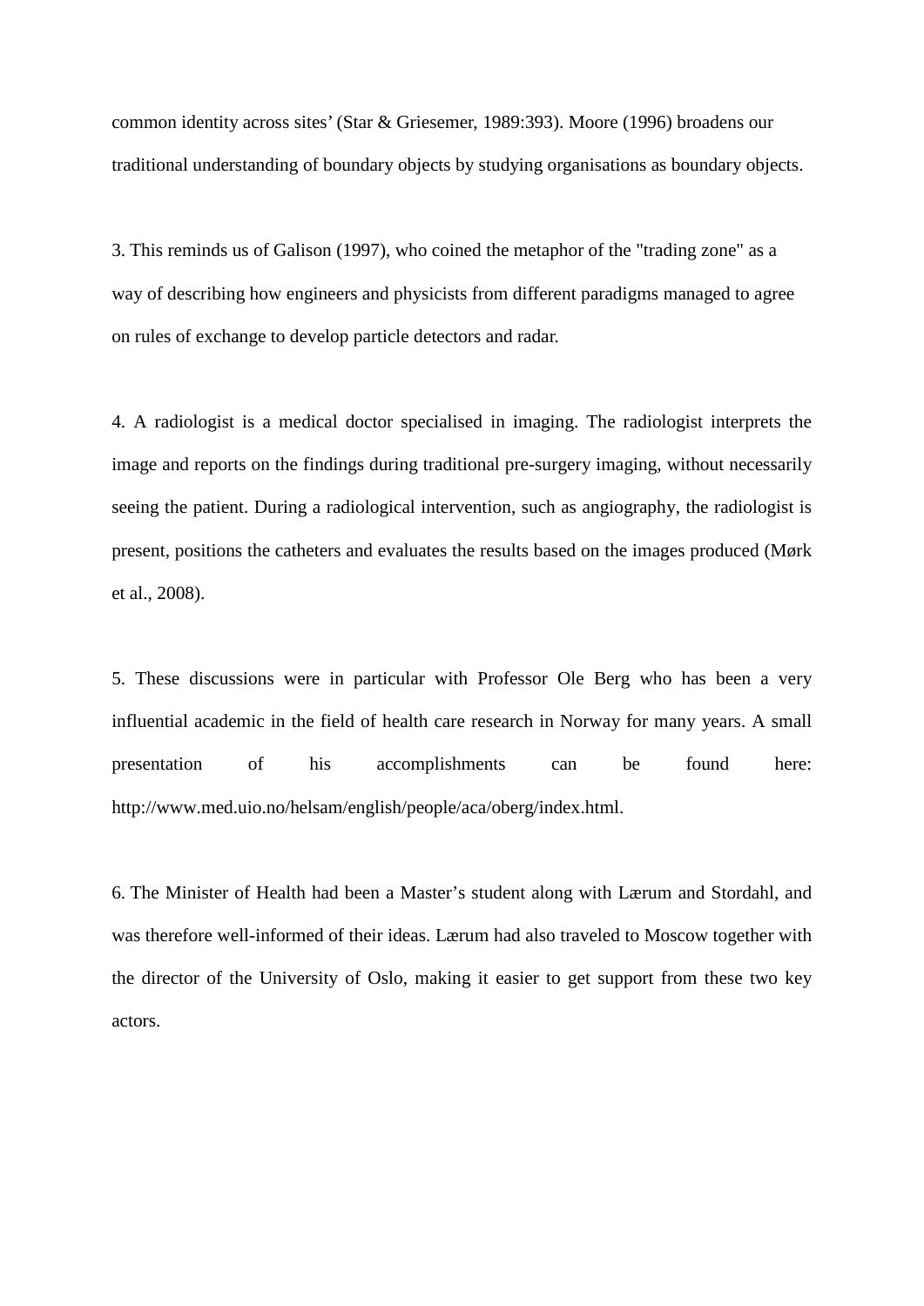common identity across sites' (Star & Griesemer, 1989:393). Moore (1996) broadens our traditional understanding of boundary objects by studying organisations as boundary objects.

3. This reminds us of Galison (1997), who coined the metaphor of the "trading zone" as a way of describing how engineers and physicists from different paradigms managed to agree on rules of exchange to develop particle detectors and radar.

4. A radiologist is a medical doctor specialised in imaging. The radiologist interprets the image and reports on the findings during traditional pre-surgery imaging, without necessarily seeing the patient. During a radiological intervention, such as angiography, the radiologist is present, positions the catheters and evaluates the results based on the images produced (Mørk et al., 2008).

5. These discussions were in particular with Professor Ole Berg who has been a very influential academic in the field of health care research in Norway for many years. A small presentation of his accomplishments can be found here: http://www.med.uio.no/helsam/english/people/aca/oberg/index.html.

6. The Minister of Health had been a Master's student along with Lærum and Stordahl, and was therefore well-informed of their ideas. Lærum had also traveled to Moscow together with the director of the University of Oslo, making it easier to get support from these two key actors.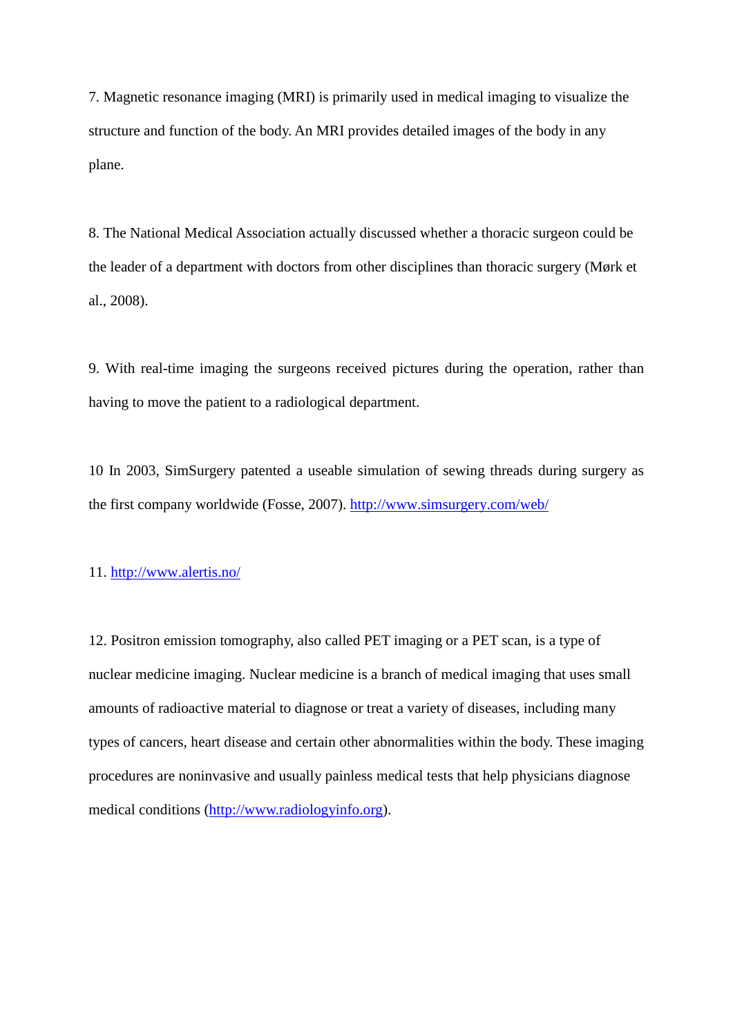7. Magnetic resonance imaging (MRI) is primarily used in medical imaging to visualize the structure and function of the body. An MRI provides detailed images of the body in any plane.

8. The National Medical Association actually discussed whether a thoracic surgeon could be the leader of a department with doctors from other disciplines than thoracic surgery (Mørk et al., 2008).

9. With real-time imaging the surgeons received pictures during the operation, rather than having to move the patient to a radiological department.

10 In 2003, SimSurgery patented a useable simulation of sewing threads during surgery as the first company worldwide (Fosse, 2007). http://www.simsurgery.com/web/

11. http://www.alertis.no/

12. Positron emission tomography, also called PET imaging or a PET scan, is a type of nuclear medicine imaging. Nuclear medicine is a branch of medical imaging that uses small amounts of radioactive material to diagnose or treat a variety of diseases, including many types of cancers, heart disease and certain other abnormalities within the body. These imaging procedures are noninvasive and usually painless medical tests that help physicians diagnose medical conditions (http://www.radiologyinfo.org).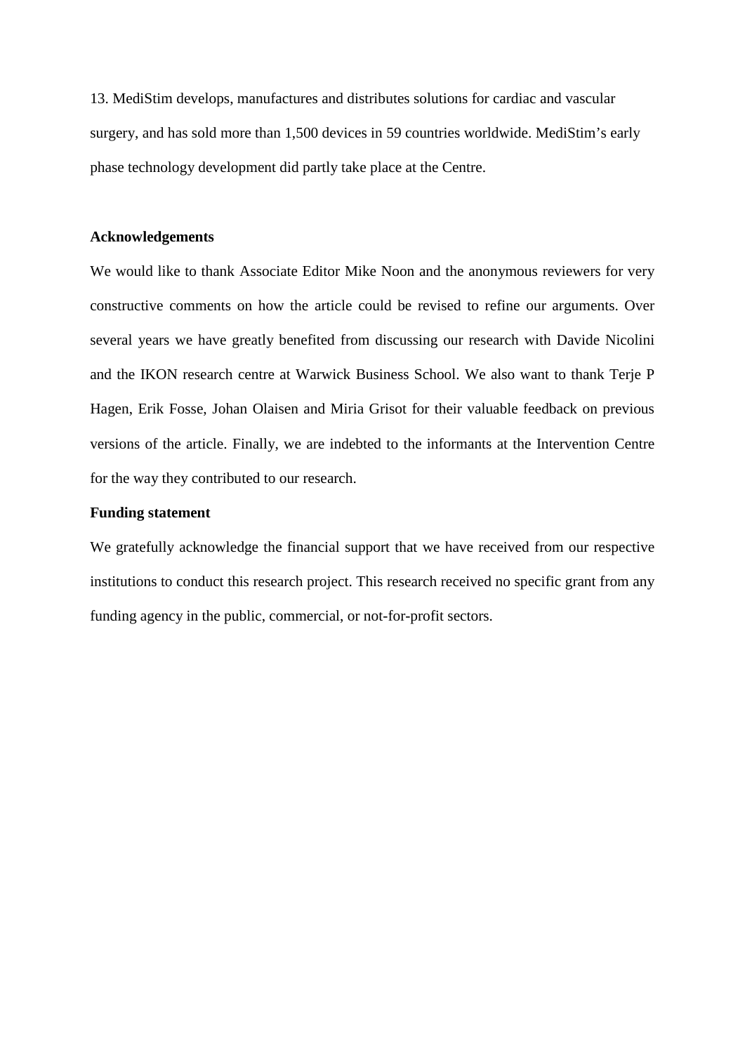13. MediStim develops, manufactures and distributes solutions for cardiac and vascular surgery, and has sold more than 1,500 devices in 59 countries worldwide. MediStim's early phase technology development did partly take place at the Centre.

## Acknowledgements

We would like to thank Associate Editor Mike Noon and the anonymous reviewers for very constructive comments on how the article could be revised to refine our arguments. Over several years we have greatly benefited from discussing our research with Davide Nicolini and the IKON research centre at Warwick Business School. We also want to thank Terje P Hagen, Erik Fosse, Johan Olaisen and Miria Grisot for their valuable feedback on previous versions of the article. Finally, we are indebted to the informants at the Intervention Centre for the way they contributed to our research.

## Funding statement

We gratefully acknowledge the financial support that we have received from our respective institutions to conduct this research project. This research received no specific grant from any funding agency in the public, commercial, or not-for-profit sectors.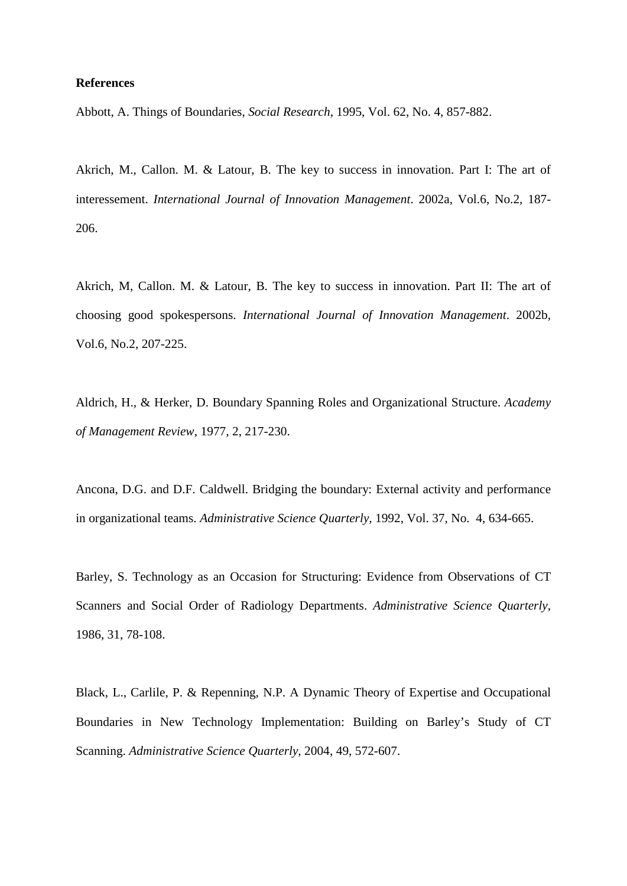**References**

Abbott, A. Things of Boundaries, *Social Research*, 1995, Vol. 62, No. 4, 857-882.

Akrich, M., Callon. M. & Latour, B. The key to success in innovation. Part I: The art of interessement. *International Journal of Innovation Management*. 2002a, Vol.6, No.2, 187-206.

Akrich, M, Callon. M. & Latour, B. The key to success in innovation. Part II: The art of choosing good spokespersons. *International Journal of Innovation Management*. 2002b, Vol.6, No.2, 207-225.

Aldrich, H., & Herker, D. Boundary Spanning Roles and Organizational Structure. *Academy of Management Review*, 1977, 2, 217-230.

Ancona, D.G. and D.F. Caldwell. Bridging the boundary: External activity and performance in organizational teams. *Administrative Science Quarterly*, 1992, Vol. 37, No. 4, 634-665.

Barley, S. Technology as an Occasion for Structuring: Evidence from Observations of CT Scanners and Social Order of Radiology Departments. *Administrative Science Quarterly*, 1986, 31, 78-108.

Black, L., Carlile, P. & Repenning, N.P. A Dynamic Theory of Expertise and Occupational Boundaries in New Technology Implementation: Building on Barley's Study of CT Scanning. *Administrative Science Quarterly*, 2004, 49, 572-607.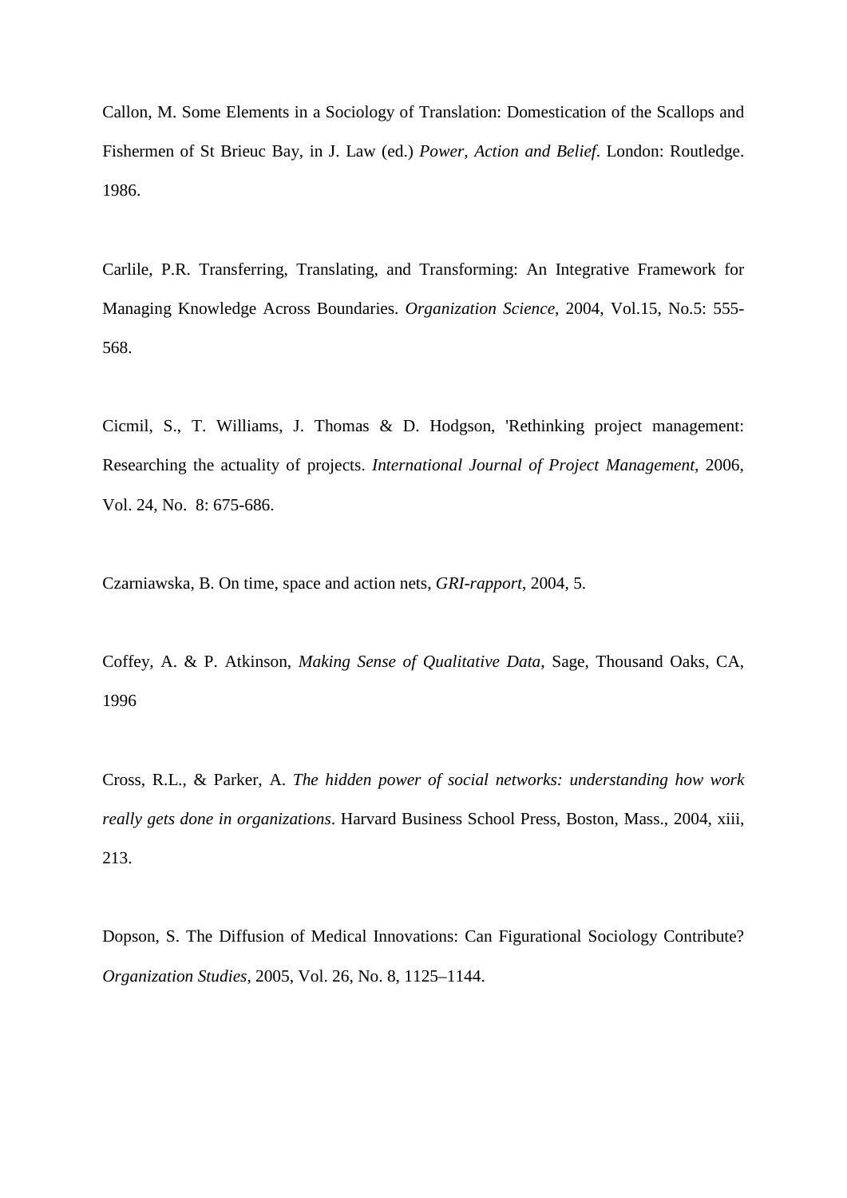Callon, M. Some Elements in a Sociology of Translation: Domestication of the Scallops and Fishermen of St Brieuc Bay, in J. Law (ed.) *Power, Action and Belief*. London: Routledge. 1986.

Carlile, P.R. Transferring, Translating, and Transforming: An Integrative Framework for Managing Knowledge Across Boundaries. *Organization Science*, 2004, Vol.15, No.5: 555-568.

Cicmil, S., T. Williams, J. Thomas & D. Hodgson, 'Rethinking project management: Researching the actuality of projects. *International Journal of Project Management*, 2006, Vol. 24, No. 8: 675-686.

Czarniawska, B. On time, space and action nets, *GRI-rapport*, 2004, 5.

Coffey, A. & P. Atkinson, *Making Sense of Qualitative Data*, Sage, Thousand Oaks, CA, 1996

Cross, R.L., & Parker, A. *The hidden power of social networks: understanding how work really gets done in organizations*. Harvard Business School Press, Boston, Mass., 2004, xiii, 213.

Dopson, S. The Diffusion of Medical Innovations: Can Figurational Sociology Contribute? *Organization Studies*, 2005, Vol. 26, No. 8, 1125–1144.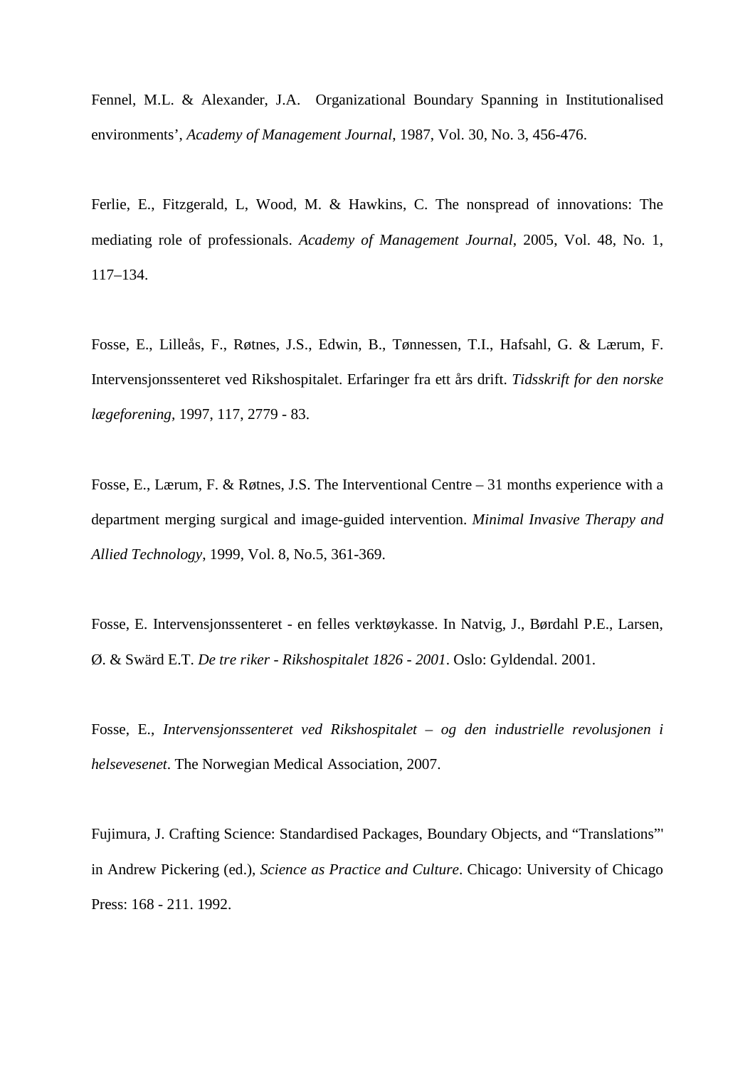Fennel, M.L. & Alexander, J.A. Organizational Boundary Spanning in Institutionalised environments', *Academy of Management Journal*, 1987, Vol. 30, No. 3, 456-476.

Ferlie, E., Fitzgerald, L, Wood, M. & Hawkins, C. The nonspread of innovations: The mediating role of professionals. *Academy of Management Journal*, 2005, Vol. 48, No. 1, 117–134.

Fosse, E., Lilleås, F., Røtnes, J.S., Edwin, B., Tønnessen, T.I., Hafsahl, G. & Lærum, F. Intervensjonssenteret ved Rikshospitalet. Erfaringer fra ett års drift. *Tidsskrift for den norske lægeforening*, 1997, 117, 2779 - 83.

Fosse, E., Lærum, F. & Røtnes, J.S. The Interventional Centre – 31 months experience with a department merging surgical and image-guided intervention. *Minimal Invasive Therapy and Allied Technology*, 1999, Vol. 8, No.5, 361-369.

Fosse, E. Intervensjonssenteret - en felles verktøykasse. In Natvig, J., Børdahl P.E., Larsen, Ø. & Swärd E.T. *De tre riker - Rikshospitalet 1826 - 2001*. Oslo: Gyldendal. 2001.

Fosse, E., *Intervensjonssenteret ved Rikshospitalet – og den industrielle revolusjonen i helsevesenet*. The Norwegian Medical Association, 2007.

Fujimura, J. Crafting Science: Standardised Packages, Boundary Objects, and "Translations"' in Andrew Pickering (ed.), *Science as Practice and Culture*. Chicago: University of Chicago Press: 168 - 211. 1992.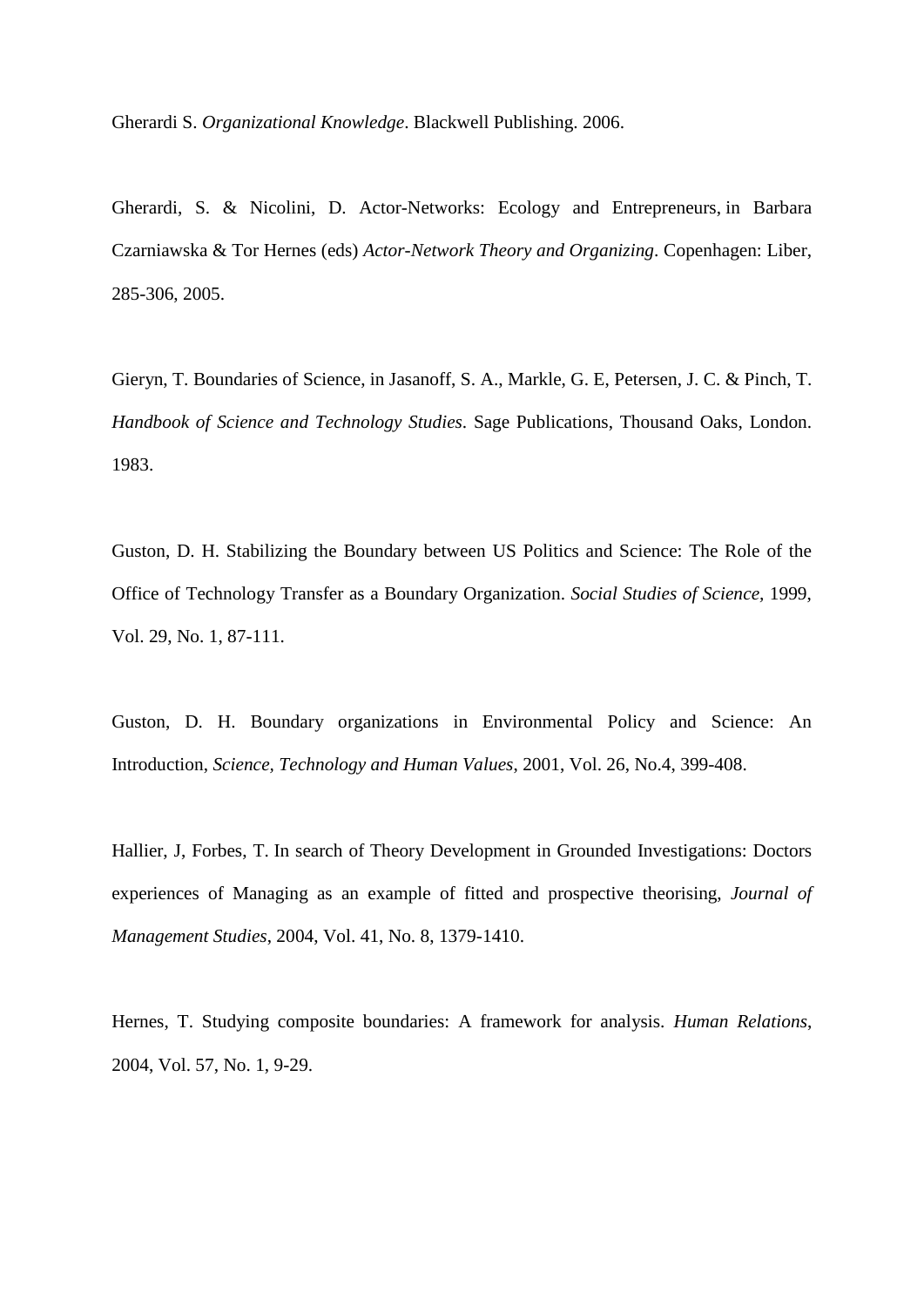Gherardi S. *Organizational Knowledge*. Blackwell Publishing. 2006.

Gherardi, S. & Nicolini, D. Actor-Networks: Ecology and Entrepreneurs, in Barbara Czarniawska & Tor Hernes (eds) *Actor-Network Theory and Organizing*. Copenhagen: Liber, 285-306, 2005.

Gieryn, T. Boundaries of Science, in Jasanoff, S. A., Markle, G. E, Petersen, J. C. & Pinch, T. *Handbook of Science and Technology Studies*. Sage Publications, Thousand Oaks, London. 1983.

Guston, D. H. Stabilizing the Boundary between US Politics and Science: The Role of the Office of Technology Transfer as a Boundary Organization. *Social Studies of Science,* 1999, Vol. 29, No. 1, 87-111.

Guston, D. H. Boundary organizations in Environmental Policy and Science: An Introduction, *Science, Technology and Human Values*, 2001, Vol. 26, No.4, 399-408.

Hallier, J, Forbes, T. In search of Theory Development in Grounded Investigations: Doctors experiences of Managing as an example of fitted and prospective theorising, *Journal of Management Studies*, 2004, Vol. 41, No. 8, 1379-1410.

Hernes, T. Studying composite boundaries: A framework for analysis. *Human Relations*, 2004, Vol. 57, No. 1, 9-29.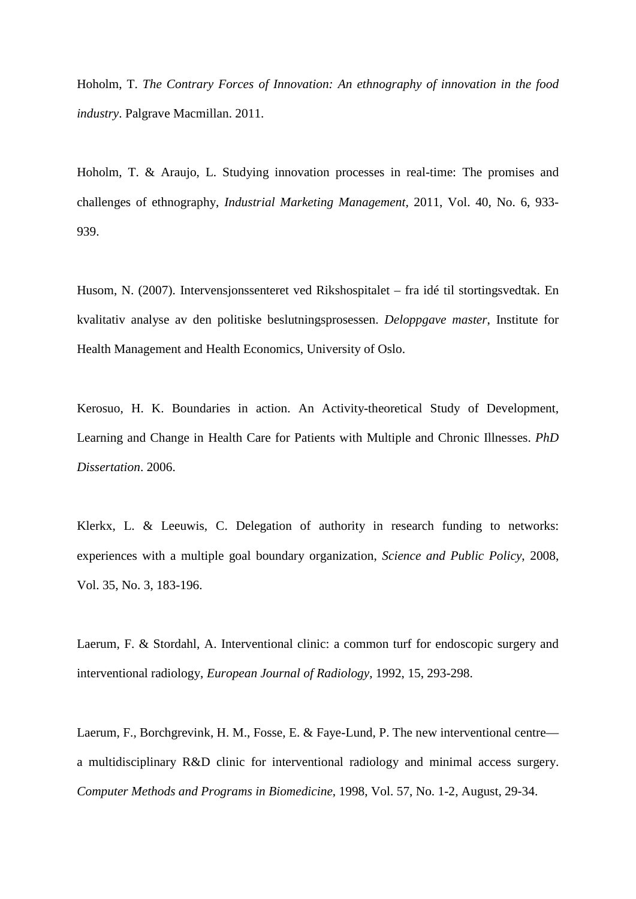Hoholm, T. *The Contrary Forces of Innovation: An ethnography of innovation in the food industry*. Palgrave Macmillan. 2011.

Hoholm, T. & Araujo, L. Studying innovation processes in real-time: The promises and challenges of ethnography, *Industrial Marketing Management*, 2011, Vol. 40, No. 6, 933-939.

Husom, N. (2007). Intervensjonssenteret ved Rikshospitalet – fra idé til stortingsvedtak. En kvalitativ analyse av den politiske beslutningsprosessen. *Deloppgave master*, Institute for Health Management and Health Economics, University of Oslo.

Kerosuo, H. K. Boundaries in action. An Activity-theoretical Study of Development, Learning and Change in Health Care for Patients with Multiple and Chronic Illnesses. *PhD Dissertation*. 2006.

Klerkx, L. & Leeuwis, C. Delegation of authority in research funding to networks: experiences with a multiple goal boundary organization, *Science and Public Policy*, 2008, Vol. 35, No. 3, 183-196.

Laerum, F. & Stordahl, A. Interventional clinic: a common turf for endoscopic surgery and interventional radiology, *European Journal of Radiology*, 1992, 15, 293-298.

Laerum, F., Borchgrevink, H. M., Fosse, E. & Faye-Lund, P. The new interventional centre—a multidisciplinary R&D clinic for interventional radiology and minimal access surgery. *Computer Methods and Programs in Biomedicine*, 1998, Vol. 57, No. 1-2, August, 29-34.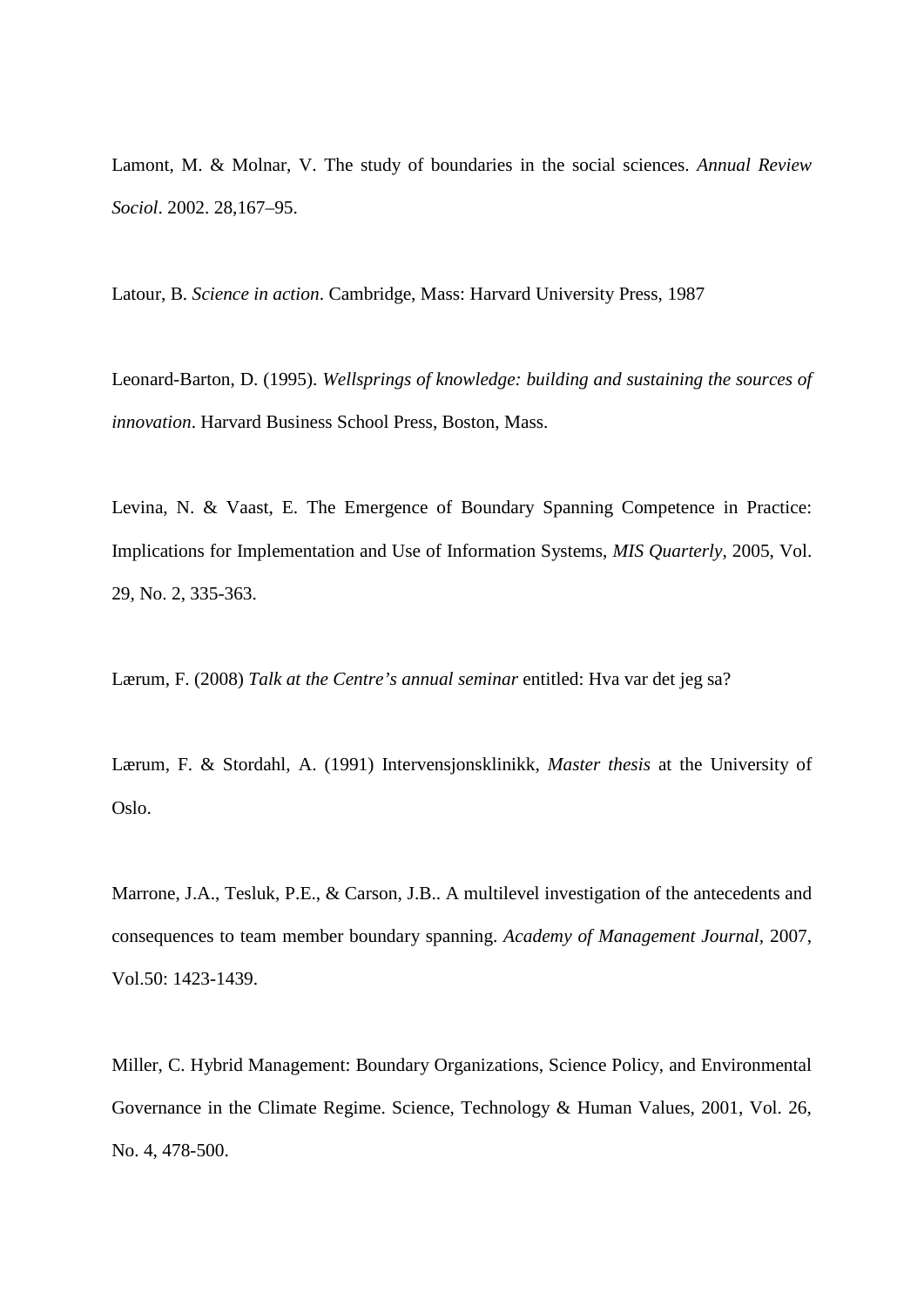Lamont, M. & Molnar, V. The study of boundaries in the social sciences. *Annual Review Sociol*. 2002. 28,167–95.

Latour, B. *Science in action*. Cambridge, Mass: Harvard University Press, 1987

Leonard-Barton, D. (1995). *Wellsprings of knowledge: building and sustaining the sources of innovation*. Harvard Business School Press, Boston, Mass.

Levina, N. & Vaast, E. The Emergence of Boundary Spanning Competence in Practice: Implications for Implementation and Use of Information Systems, *MIS Quarterly*, 2005, Vol. 29, No. 2, 335-363.

Lærum, F. (2008) *Talk at the Centre's annual seminar* entitled: Hva var det jeg sa?

Lærum, F. & Stordahl, A. (1991) Intervensjonsklinikk, *Master thesis* at the University of Oslo.

Marrone, J.A., Tesluk, P.E., & Carson, J.B.. A multilevel investigation of the antecedents and consequences to team member boundary spanning. *Academy of Management Journal*, 2007, Vol.50: 1423-1439.

Miller, C. Hybrid Management: Boundary Organizations, Science Policy, and Environmental Governance in the Climate Regime. Science, Technology & Human Values, 2001, Vol. 26, No. 4, 478-500.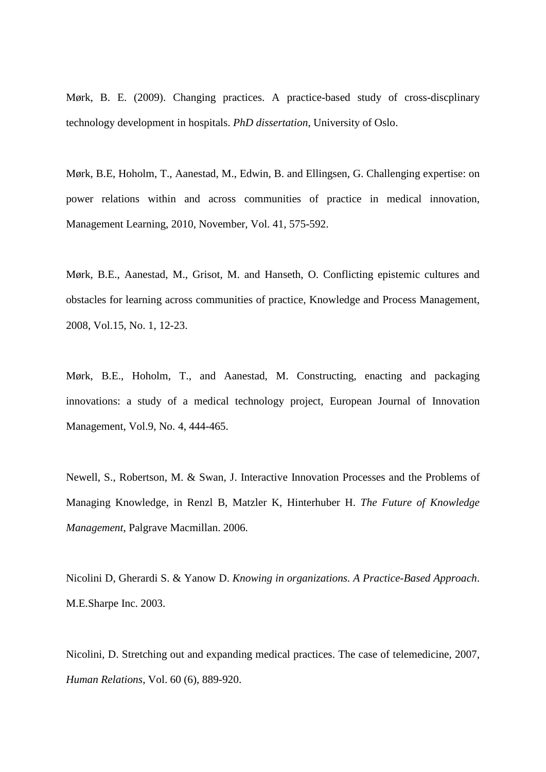Mørk, B. E. (2009). Changing practices. A practice-based study of cross-discplinary technology development in hospitals. *PhD dissertation*, University of Oslo.

Mørk, B.E, Hoholm, T., Aanestad, M., Edwin, B. and Ellingsen, G. Challenging expertise: on power relations within and across communities of practice in medical innovation, Management Learning, 2010, November, Vol. 41, 575-592.

Mørk, B.E., Aanestad, M., Grisot, M. and Hanseth, O. Conflicting epistemic cultures and obstacles for learning across communities of practice, Knowledge and Process Management, 2008, Vol.15, No. 1, 12-23.

Mørk, B.E., Hoholm, T., and Aanestad, M. Constructing, enacting and packaging innovations: a study of a medical technology project, European Journal of Innovation Management, Vol.9, No. 4, 444-465.

Newell, S., Robertson, M. & Swan, J. Interactive Innovation Processes and the Problems of Managing Knowledge, in Renzl B, Matzler K, Hinterhuber H. *The Future of Knowledge Management*, Palgrave Macmillan. 2006.

Nicolini D, Gherardi S. & Yanow D. *Knowing in organizations. A Practice-Based Approach*. M.E.Sharpe Inc. 2003.

Nicolini, D. Stretching out and expanding medical practices. The case of telemedicine, 2007, *Human Relations*, Vol. 60 (6), 889-920.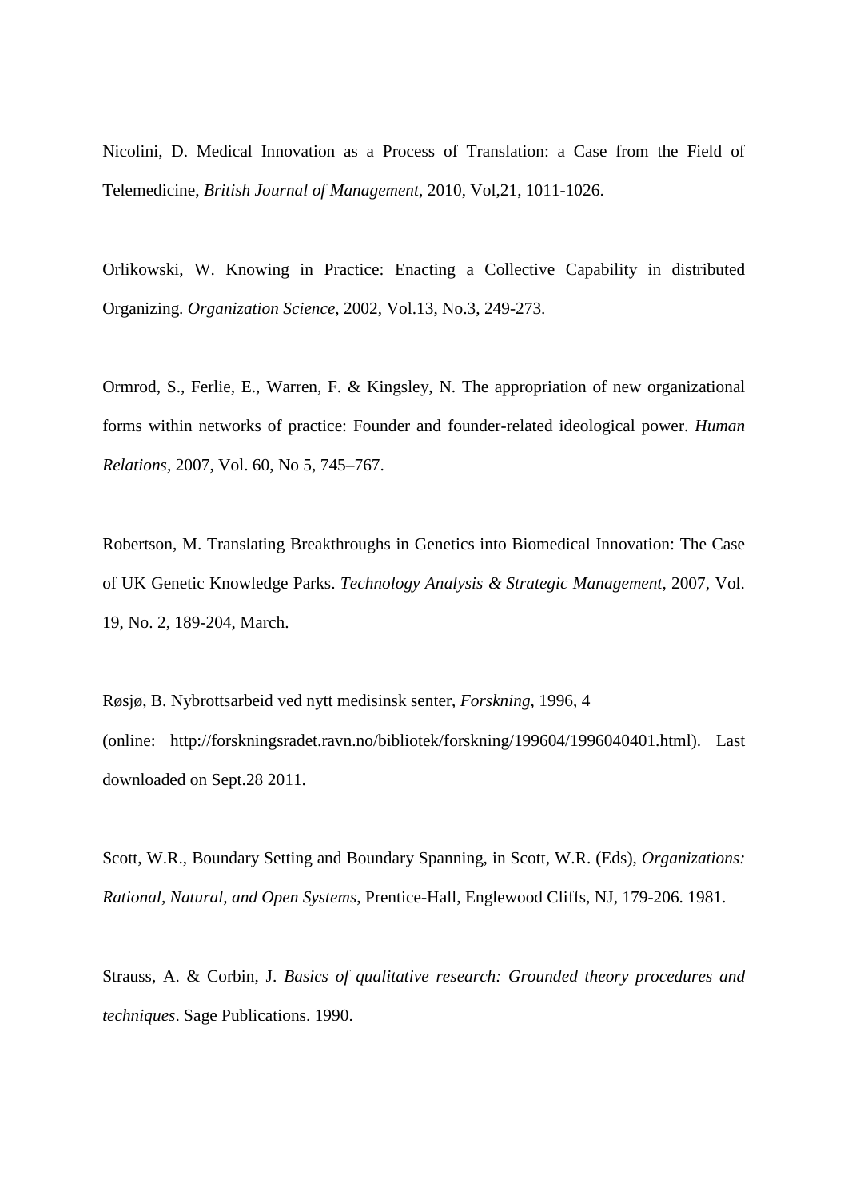Nicolini, D. Medical Innovation as a Process of Translation: a Case from the Field of Telemedicine, *British Journal of Management*, 2010, Vol,21, 1011-1026.

Orlikowski, W. Knowing in Practice: Enacting a Collective Capability in distributed Organizing. *Organization Science*, 2002, Vol.13, No.3, 249-273.

Ormrod, S., Ferlie, E., Warren, F. & Kingsley, N. The appropriation of new organizational forms within networks of practice: Founder and founder-related ideological power. *Human Relations*, 2007, Vol. 60, No 5, 745–767.

Robertson, M. Translating Breakthroughs in Genetics into Biomedical Innovation: The Case of UK Genetic Knowledge Parks. *Technology Analysis & Strategic Management*, 2007, Vol. 19, No. 2, 189-204, March.

Røsjø, B. Nybrottsarbeid ved nytt medisinsk senter, *Forskning*, 1996, 4 (online: http://forskningsradet.ravn.no/bibliotek/forskning/199604/1996040401.html). Last downloaded on Sept.28 2011.

Scott, W.R., Boundary Setting and Boundary Spanning, in Scott, W.R. (Eds), *Organizations: Rational, Natural, and Open Systems*, Prentice-Hall, Englewood Cliffs, NJ, 179-206. 1981.

Strauss, A. & Corbin, J. *Basics of qualitative research: Grounded theory procedures and techniques*. Sage Publications. 1990.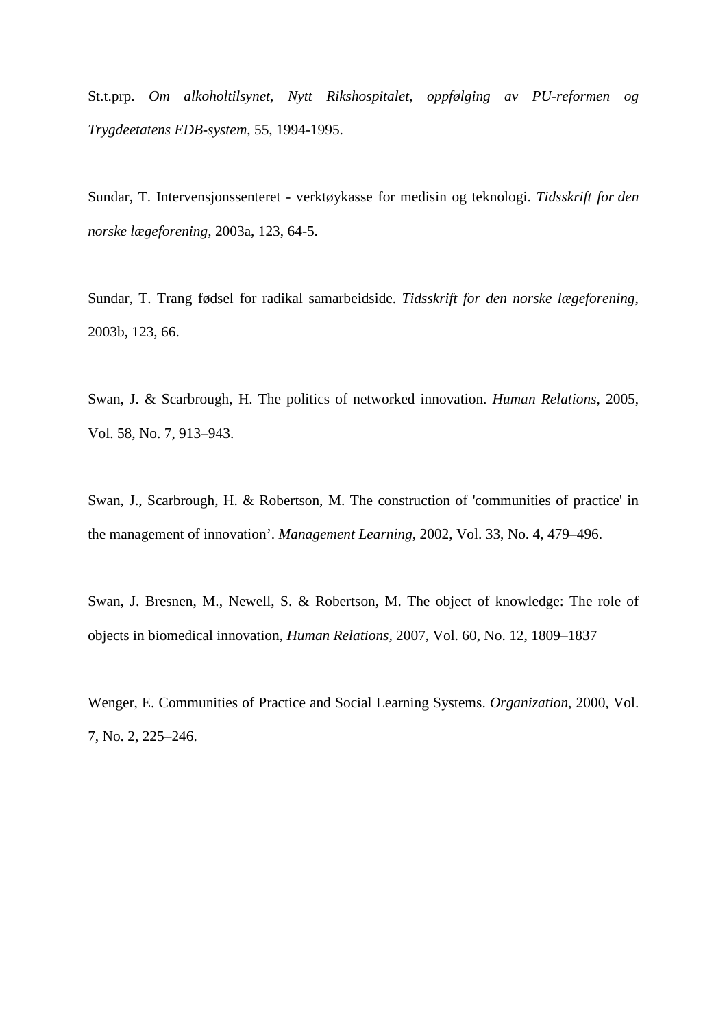St.t.prp. *Om alkoholtilsynet, Nytt Rikshospitalet, oppfølging av PU-reformen og Trygdeetatens EDB-system*, 55, 1994-1995.

Sundar, T. Intervensjonssenteret - verktøykasse for medisin og teknologi. *Tidsskrift for den norske lægeforening*, 2003a, 123, 64-5.

Sundar, T. Trang fødsel for radikal samarbeidside. *Tidsskrift for den norske lægeforening*, 2003b, 123, 66.

Swan, J. & Scarbrough, H. The politics of networked innovation. *Human Relations*, 2005, Vol. 58, No. 7, 913–943.

Swan, J., Scarbrough, H. & Robertson, M. The construction of 'communities of practice' in the management of innovation'. *Management Learning*, 2002, Vol. 33, No. 4, 479–496.

Swan, J. Bresnen, M., Newell, S. & Robertson, M. The object of knowledge: The role of objects in biomedical innovation, *Human Relations*, 2007, Vol. 60, No. 12, 1809–1837

Wenger, E. Communities of Practice and Social Learning Systems. *Organization*, 2000, Vol. 7, No. 2, 225–246.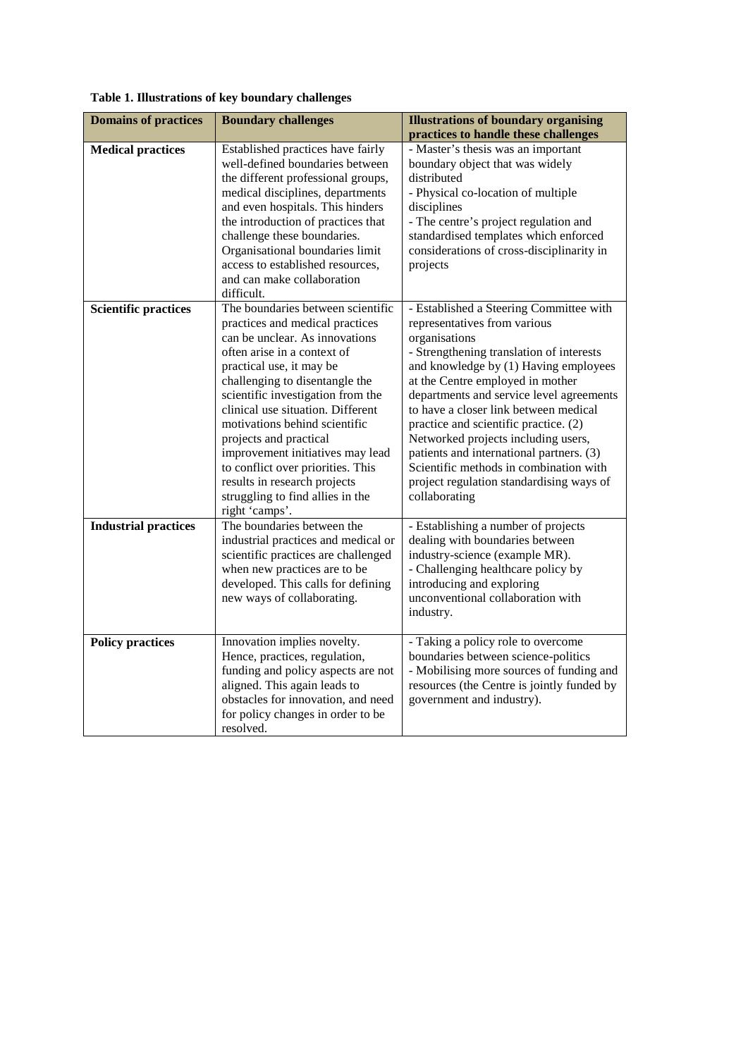**Table 1. Illustrations of key boundary challenges**

| Domains of practices | Boundary challenges | Illustrations of boundary organising practices to handle these challenges |
|---|---|---|
| **Medical practices** | Established practices have fairly well-defined boundaries between the different professional groups, medical disciplines, departments and even hospitals. This hinders the introduction of practices that challenge these boundaries. Organisational boundaries limit access to established resources, and can make collaboration difficult. | - Master's thesis was an important boundary object that was widely distributed<br>- Physical co-location of multiple disciplines<br>- The centre's project regulation and standardised templates which enforced considerations of cross-disciplinarity in projects |
| **Scientific practices** | The boundaries between scientific practices and medical practices can be unclear. As innovations often arise in a context of practical use, it may be challenging to disentangle the scientific investigation from the clinical use situation. Different motivations behind scientific projects and practical improvement initiatives may lead to conflict over priorities. This results in research projects struggling to find allies in the right 'camps'. | - Established a Steering Committee with representatives from various organisations<br>- Strengthening translation of interests and knowledge by (1) Having employees at the Centre employed in mother departments and service level agreements to have a closer link between medical practice and scientific practice. (2) Networked projects including users, patients and international partners. (3) Scientific methods in combination with project regulation standardising ways of collaborating |
| **Industrial practices** | The boundaries between the industrial practices and medical or scientific practices are challenged when new practices are to be developed. This calls for defining new ways of collaborating. | - Establishing a number of projects dealing with boundaries between industry-science (example MR).<br>- Challenging healthcare policy by introducing and exploring unconventional collaboration with industry. |
| **Policy practices** | Innovation implies novelty. Hence, practices, regulation, funding and policy aspects are not aligned. This again leads to obstacles for innovation, and need for policy changes in order to be resolved. | - Taking a policy role to overcome boundaries between science-politics<br>- Mobilising more sources of funding and resources (the Centre is jointly funded by government and industry). |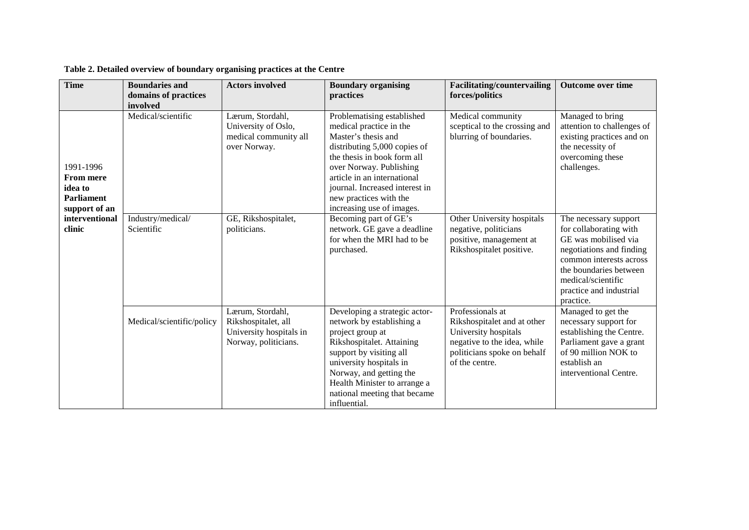**Table 2. Detailed overview of boundary organising practices at the Centre**

| Time | Boundaries and domains of practices involved | Actors involved | Boundary organising practices | Facilitating/countervailing forces/politics | Outcome over time |
|---|---|---|---|---|---|
| 1991-1996 **From mere idea to Parliament support of an interventional clinic** | Medical/scientific | Lærum, Stordahl, University of Oslo, medical community all over Norway. | Problematising established medical practice in the Master's thesis and distributing 5,000 copies of the thesis in book form all over Norway. Publishing article in an international journal. Increased interest in new practices with the increasing use of images. | Medical community sceptical to the crossing and blurring of boundaries. | Managed to bring attention to challenges of existing practices and on the necessity of overcoming these challenges. |
| | Industry/medical/ Scientific | GE, Rikshospitalet, politicians. | Becoming part of GE's network. GE gave a deadline for when the MRI had to be purchased. | Other University hospitals negative, politicians positive, management at Rikshospitalet positive. | The necessary support for collaborating with GE was mobilised via negotiations and finding common interests across the boundaries between medical/scientific practice and industrial practice. |
| | Medical/scientific/policy | Lærum, Stordahl, Rikshospitalet, all University hospitals in Norway, politicians. | Developing a strategic actor-network by establishing a project group at Rikshospitalet. Attaining support by visiting all university hospitals in Norway, and getting the Health Minister to arrange a national meeting that became influential. | Professionals at Rikshospitalet and at other University hospitals negative to the idea, while politicians spoke on behalf of the centre. | Managed to get the necessary support for establishing the Centre. Parliament gave a grant of 90 million NOK to establish an interventional Centre. |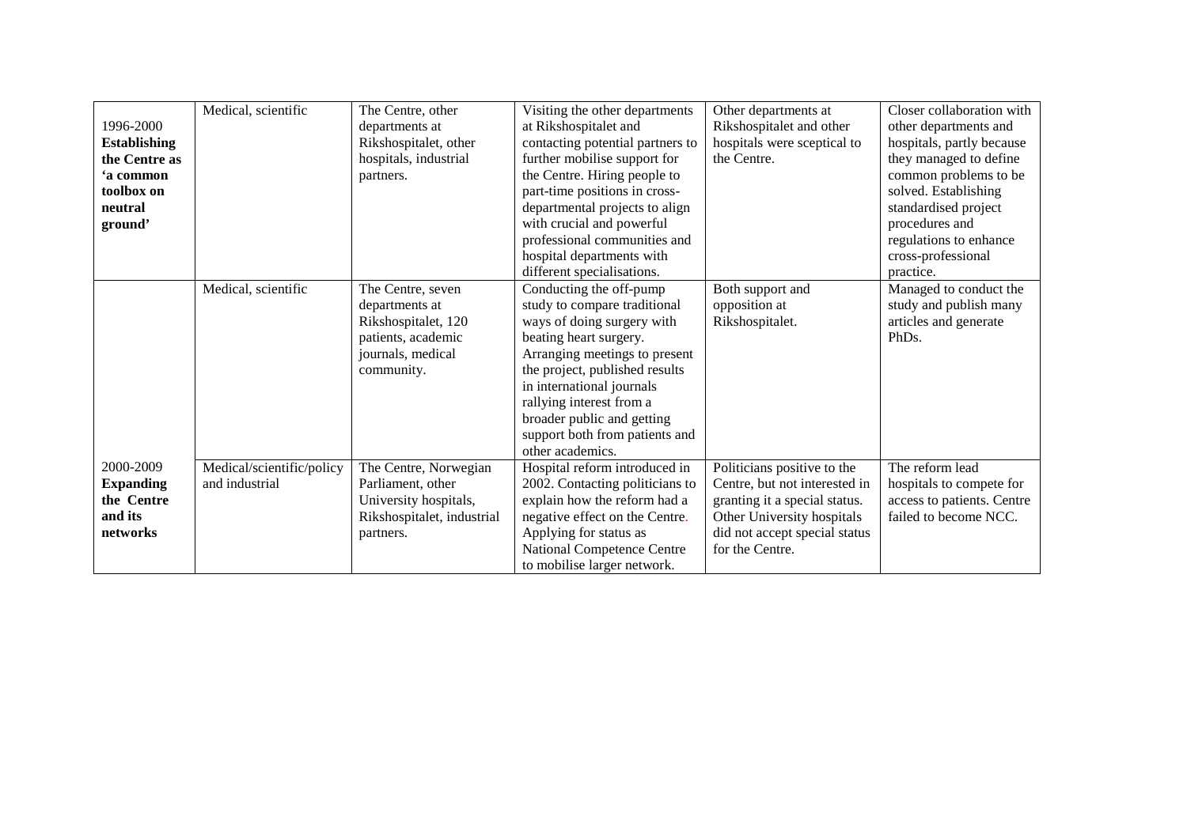| | | | | | |
|---|---|---|---|---|---|
| 1996-2000 **Establishing the Centre as 'a common toolbox on neutral ground'** | Medical, scientific | The Centre, other departments at Rikshospitalet, other hospitals, industrial partners. | Visiting the other departments at Rikshospitalet and contacting potential partners to further mobilise support for the Centre. Hiring people to part-time positions in cross-departmental projects to align with crucial and powerful professional communities and hospital departments with different specialisations. | Other departments at Rikshospitalet and other hospitals were sceptical to the Centre. | Closer collaboration with other departments and hospitals, partly because they managed to define common problems to be solved. Establishing standardised project procedures and regulations to enhance cross-professional practice. |
| | Medical, scientific | The Centre, seven departments at Rikshospitalet, 120 patients, academic journals, medical community. | Conducting the off-pump study to compare traditional ways of doing surgery with beating heart surgery. Arranging meetings to present the project, published results in international journals rallying interest from a broader public and getting support both from patients and other academics. | Both support and opposition at Rikshospitalet. | Managed to conduct the study and publish many articles and generate PhDs. |
| 2000-2009 **Expanding the Centre and its networks** | Medical/scientific/policy and industrial | The Centre, Norwegian Parliament, other University hospitals, Rikshospitalet, industrial partners. | Hospital reform introduced in 2002. Contacting politicians to explain how the reform had a negative effect on the Centre. Applying for status as National Competence Centre to mobilise larger network. | Politicians positive to the Centre, but not interested in granting it a special status. Other University hospitals did not accept special status for the Centre. | The reform lead hospitals to compete for access to patients. Centre failed to become NCC. |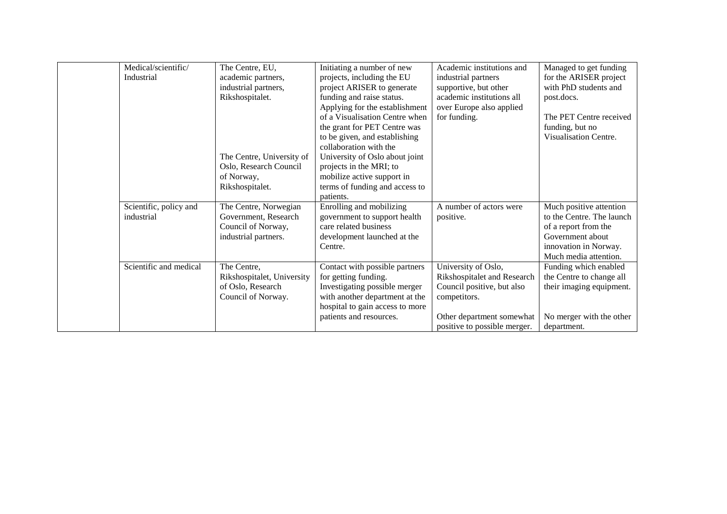| | | | | | |
|---|---|---|---|---|---|
| | Medical/scientific/ Industrial | The Centre, EU, academic partners, industrial partners, Rikshospitalet.<br><br>The Centre, University of Oslo, Research Council of Norway, Rikshospitalet. | Initiating a number of new projects, including the EU project ARISER to generate funding and raise status. Applying for the establishment of a Visualisation Centre when the grant for PET Centre was to be given, and establishing collaboration with the University of Oslo about joint projects in the MRI; to mobilize active support in terms of funding and access to patients. | Academic institutions and industrial partners supportive, but other academic institutions all over Europe also applied for funding. | Managed to get funding for the ARISER project with PhD students and post.docs.<br><br>The PET Centre received funding, but no Visualisation Centre. |
| | Scientific, policy and industrial | The Centre, Norwegian Government, Research Council of Norway, industrial partners. | Enrolling and mobilizing government to support health care related business development launched at the Centre. | A number of actors were positive. | Much positive attention to the Centre. The launch of a report from the Government about innovation in Norway. Much media attention. |
| | Scientific and medical | The Centre, Rikshospitalet, University of Oslo, Research Council of Norway. | Contact with possible partners for getting funding. Investigating possible merger with another department at the hospital to gain access to more patients and resources. | University of Oslo, Rikshospitalet and Research Council positive, but also competitors.<br><br>Other department somewhat positive to possible merger. | Funding which enabled the Centre to change all their imaging equipment.<br><br>No merger with the other department. |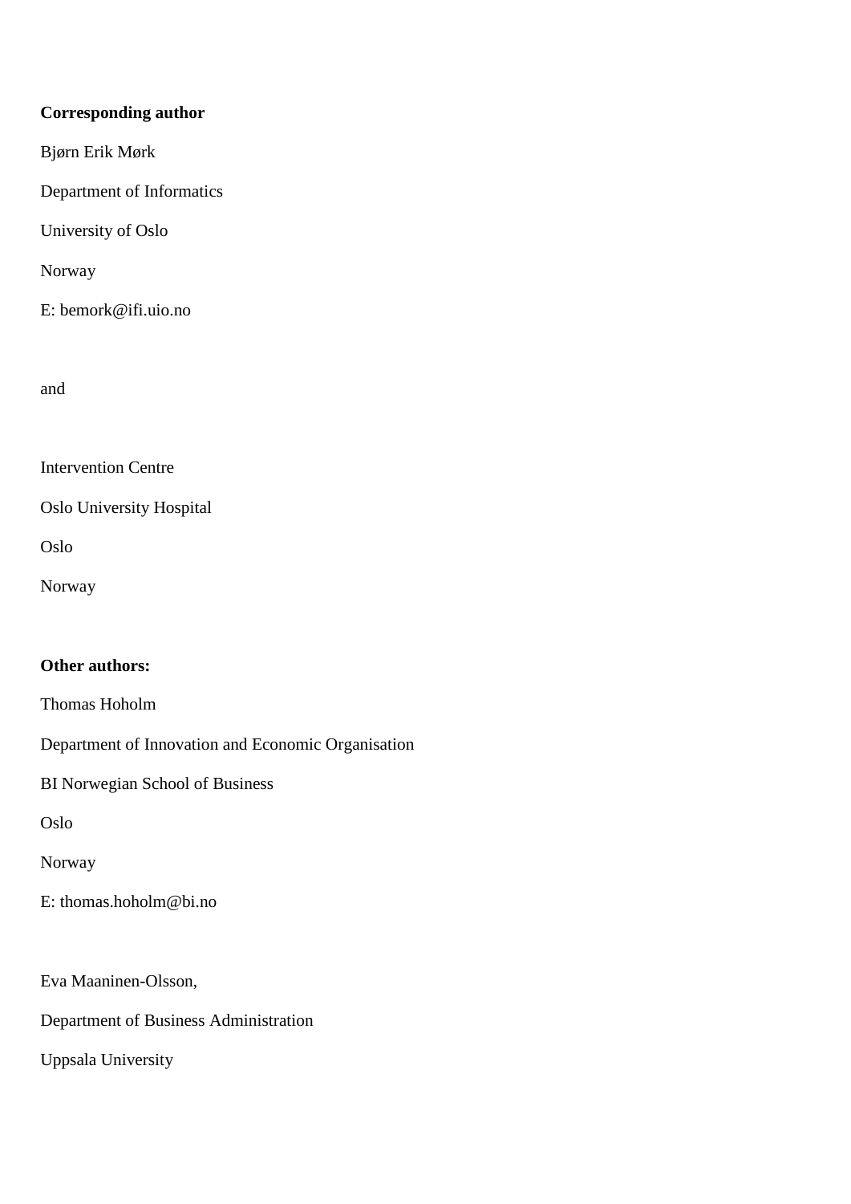**Corresponding author**

Bjørn Erik Mørk

Department of Informatics

University of Oslo

Norway

E: bemork@ifi.uio.no

and

Intervention Centre

Oslo University Hospital

Oslo

Norway

**Other authors:**

Thomas Hoholm

Department of Innovation and Economic Organisation

BI Norwegian School of Business

Oslo

Norway

E: thomas.hoholm@bi.no

Eva Maaninen-Olsson,

Department of Business Administration

Uppsala University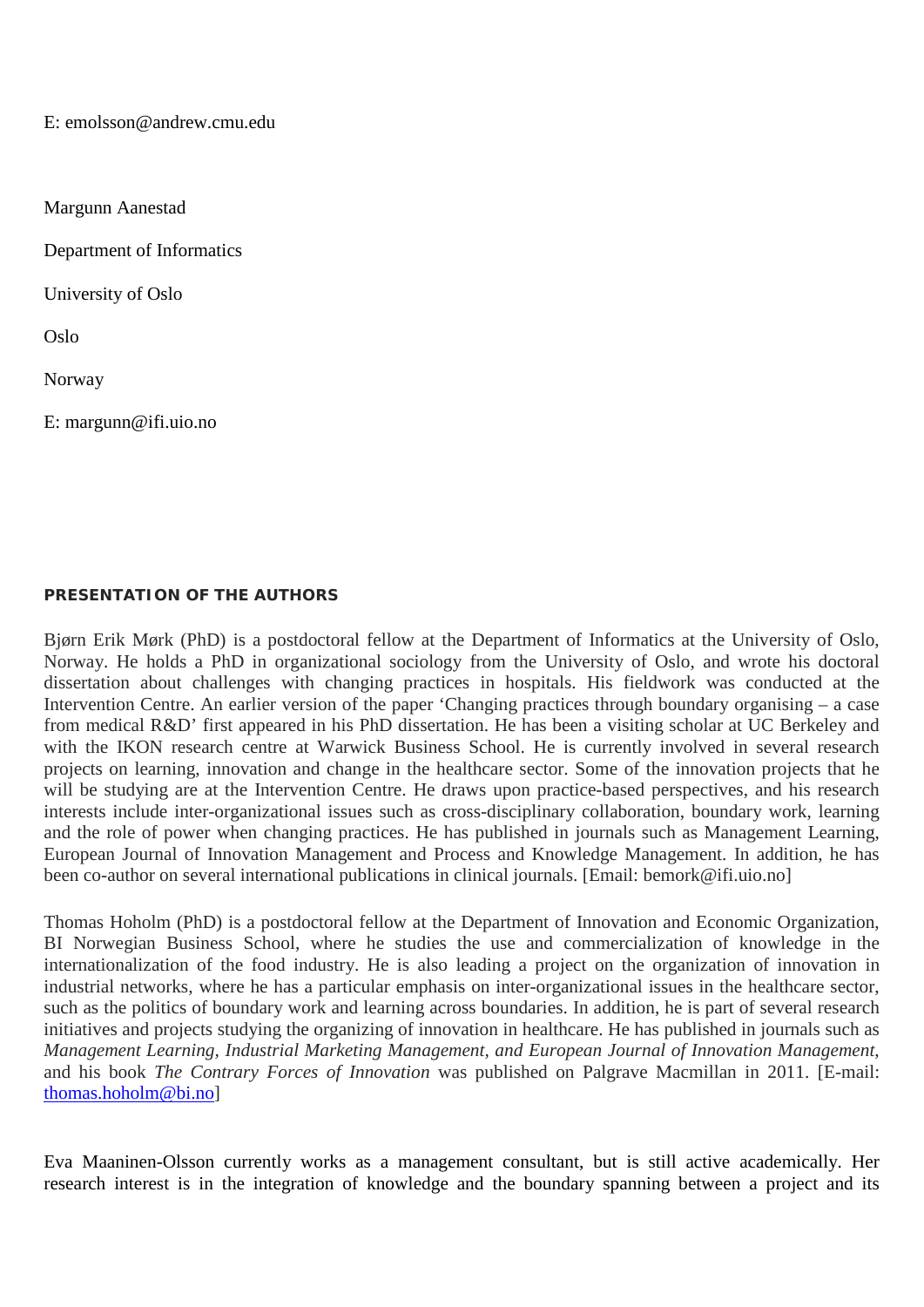E: emolsson@andrew.cmu.edu

Margunn Aanestad

Department of Informatics

University of Oslo

Oslo

Norway

E: margunn@ifi.uio.no

## PRESENTATION OF THE AUTHORS

Bjørn Erik Mørk (PhD) is a postdoctoral fellow at the Department of Informatics at the University of Oslo, Norway. He holds a PhD in organizational sociology from the University of Oslo, and wrote his doctoral dissertation about challenges with changing practices in hospitals. His fieldwork was conducted at the Intervention Centre. An earlier version of the paper 'Changing practices through boundary organising – a case from medical R&D' first appeared in his PhD dissertation. He has been a visiting scholar at UC Berkeley and with the IKON research centre at Warwick Business School. He is currently involved in several research projects on learning, innovation and change in the healthcare sector. Some of the innovation projects that he will be studying are at the Intervention Centre. He draws upon practice-based perspectives, and his research interests include inter-organizational issues such as cross-disciplinary collaboration, boundary work, learning and the role of power when changing practices. He has published in journals such as Management Learning, European Journal of Innovation Management and Process and Knowledge Management. In addition, he has been co-author on several international publications in clinical journals. [Email: bemork@ifi.uio.no]

Thomas Hoholm (PhD) is a postdoctoral fellow at the Department of Innovation and Economic Organization, BI Norwegian Business School, where he studies the use and commercialization of knowledge in the internationalization of the food industry. He is also leading a project on the organization of innovation in industrial networks, where he has a particular emphasis on inter-organizational issues in the healthcare sector, such as the politics of boundary work and learning across boundaries. In addition, he is part of several research initiatives and projects studying the organizing of innovation in healthcare. He has published in journals such as *Management Learning, Industrial Marketing Management, and European Journal of Innovation Management,* and his book *The Contrary Forces of Innovation* was published on Palgrave Macmillan in 2011. [E-mail: thomas.hoholm@bi.no]

Eva Maaninen-Olsson currently works as a management consultant, but is still active academically. Her research interest is in the integration of knowledge and the boundary spanning between a project and its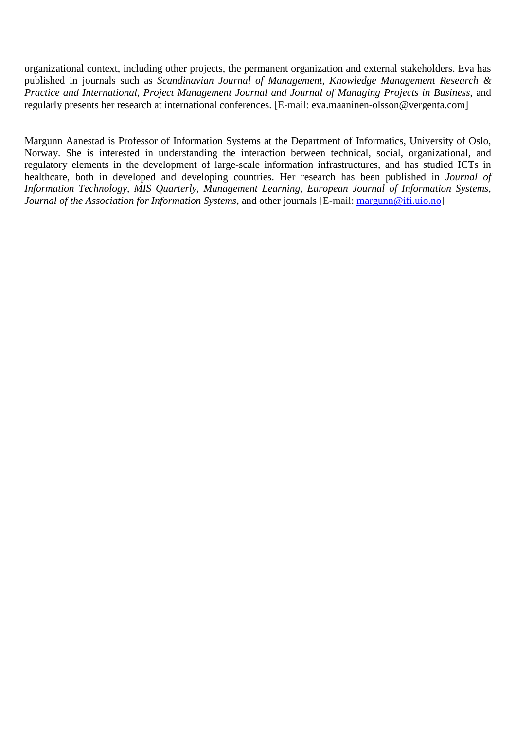organizational context, including other projects, the permanent organization and external stakeholders. Eva has published in journals such as *Scandinavian Journal of Management, Knowledge Management Research & Practice and International, Project Management Journal and Journal of Managing Projects in Business*, and regularly presents her research at international conferences. [E-mail: eva.maaninen-olsson@vergenta.com]

Margunn Aanestad is Professor of Information Systems at the Department of Informatics, University of Oslo, Norway. She is interested in understanding the interaction between technical, social, organizational, and regulatory elements in the development of large-scale information infrastructures, and has studied ICTs in healthcare, both in developed and developing countries. Her research has been published in *Journal of Information Technology, MIS Quarterly, Management Learning, European Journal of Information Systems, Journal of the Association for Information Systems*, and other journals [E-mail: margunn@ifi.uio.no]